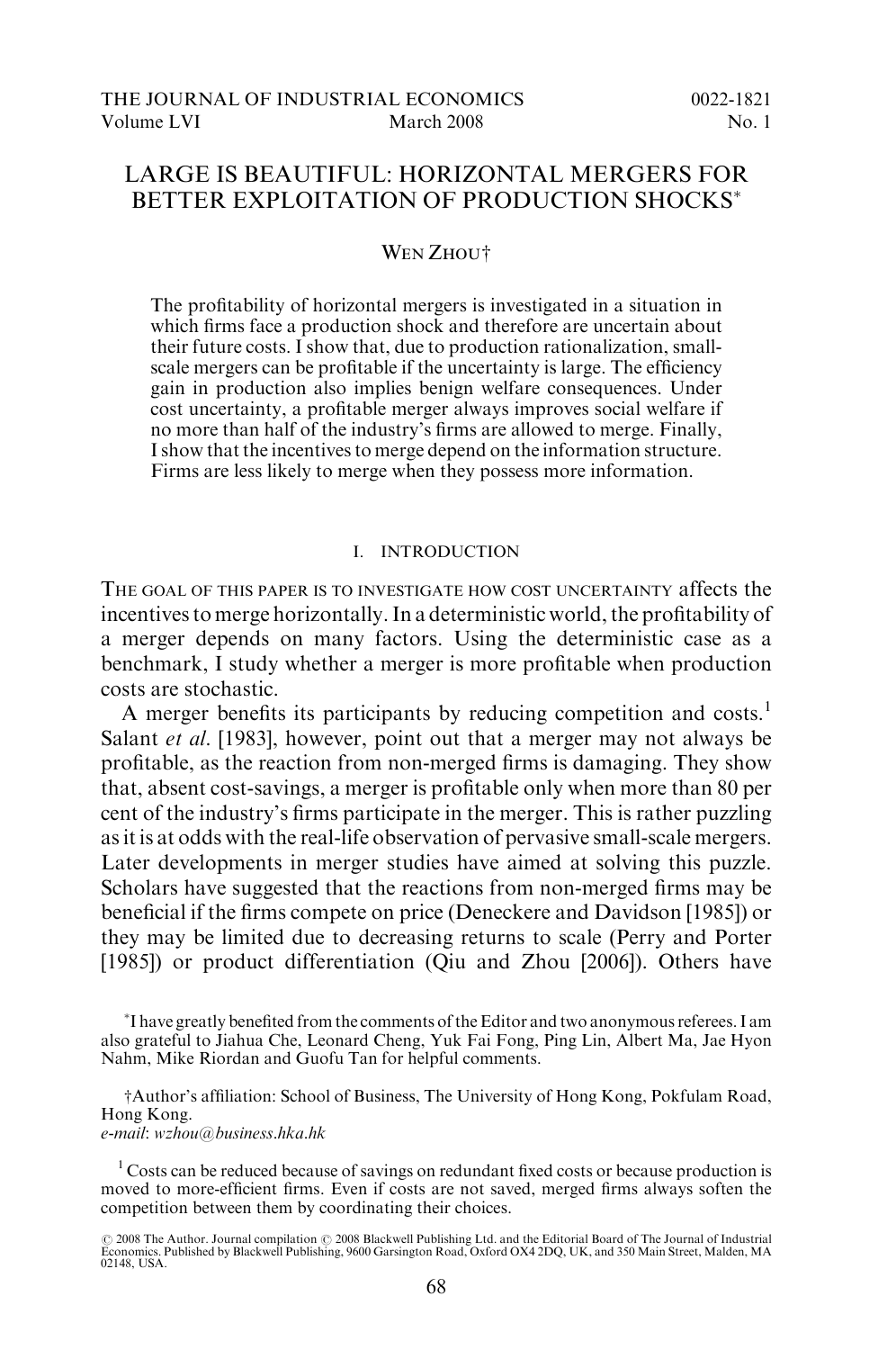# LARGE IS BEAUTIFUL: HORIZONTAL MERGERS FOR BETTER EXPLOITATION OF PRODUCTION SHOCKS*

WEN ZHOU†

The profitability of horizontal mergers is investigated in a situation in which firms face a production shock and therefore are uncertain about their future costs. I show that, due to production rationalization, small-scale mergers can be profitable if the uncertainty is large. The efficiency gain in production also implies benign welfare consequences. Under cost uncertainty, a profitable merger always improves social welfare if no more than half of the industry's firms are allowed to merge. Finally, I show that the incentives to merge depend on the information structure. Firms are less likely to merge when they possess more information.

## I. INTRODUCTION

THE GOAL OF THIS PAPER IS TO INVESTIGATE HOW COST UNCERTAINTY affects the incentives to merge horizontally. In a deterministic world, the profitability of a merger depends on many factors. Using the deterministic case as a benchmark, I study whether a merger is more profitable when production costs are stochastic.

A merger benefits its participants by reducing competition and costs.[1] Salant *et al.* [1983], however, point out that a merger may not always be profitable, as the reaction from non-merged firms is damaging. They show that, absent cost-savings, a merger is profitable only when more than 80 per cent of the industry's firms participate in the merger. This is rather puzzling as it is at odds with the real-life observation of pervasive small-scale mergers. Later developments in merger studies have aimed at solving this puzzle. Scholars have suggested that the reactions from non-merged firms may be beneficial if the firms compete on price (Deneckere and Davidson [1985]) or they may be limited due to decreasing returns to scale (Perry and Porter [1985]) or product differentiation (Qiu and Zhou [2006]). Others have

*I have greatly benefited from the comments of the Editor and two anonymous referees. I am also grateful to Jiahua Che, Leonard Cheng, Yuk Fai Fong, Ping Lin, Albert Ma, Jae Hyon Nahm, Mike Riordan and Guofu Tan for helpful comments.

†Author's affiliation: School of Business, The University of Hong Kong, Pokfulam Road, Hong Kong.
*e-mail*: *wzhou@business.hka.hk*

[1] Costs can be reduced because of savings on redundant fixed costs or because production is moved to more-efficient firms. Even if costs are not saved, merged firms always soften the competition between them by coordinating their choices.

© 2008 The Author. Journal compilation © 2008 Blackwell Publishing Ltd. and the Editorial Board of The Journal of Industrial Economics. Published by Blackwell Publishing, 9600 Garsington Road, Oxford OX4 2DQ, UK, and 350 Main Street, Malden, MA 02148, USA.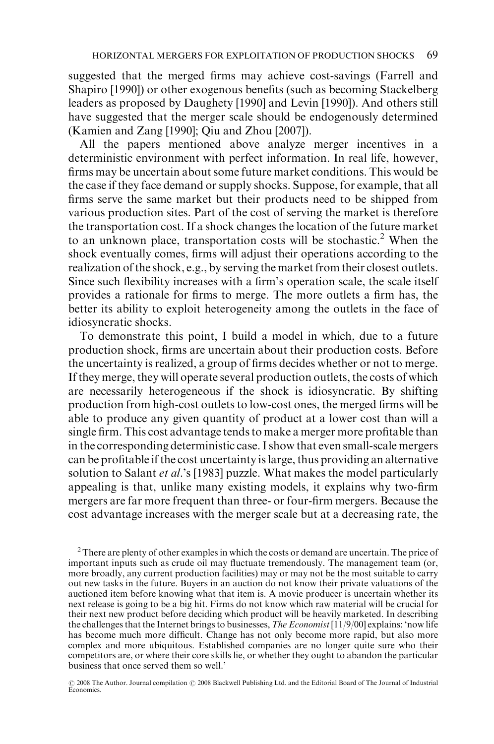suggested that the merged firms may achieve cost-savings (Farrell and Shapiro [1990]) or other exogenous benefits (such as becoming Stackelberg leaders as proposed by Daughety [1990] and Levin [1990]). And others still have suggested that the merger scale should be endogenously determined (Kamien and Zang [1990]; Qiu and Zhou [2007]).

All the papers mentioned above analyze merger incentives in a deterministic environment with perfect information. In real life, however, firms may be uncertain about some future market conditions. This would be the case if they face demand or supply shocks. Suppose, for example, that all firms serve the same market but their products need to be shipped from various production sites. Part of the cost of serving the market is therefore the transportation cost. If a shock changes the location of the future market to an unknown place, transportation costs will be stochastic.[2] When the shock eventually comes, firms will adjust their operations according to the realization of the shock, e.g., by serving the market from their closest outlets. Since such flexibility increases with a firm's operation scale, the scale itself provides a rationale for firms to merge. The more outlets a firm has, the better its ability to exploit heterogeneity among the outlets in the face of idiosyncratic shocks.

To demonstrate this point, I build a model in which, due to a future production shock, firms are uncertain about their production costs. Before the uncertainty is realized, a group of firms decides whether or not to merge. If they merge, they will operate several production outlets, the costs of which are necessarily heterogeneous if the shock is idiosyncratic. By shifting production from high-cost outlets to low-cost ones, the merged firms will be able to produce any given quantity of product at a lower cost than will a single firm. This cost advantage tends to make a merger more profitable than in the corresponding deterministic case. I show that even small-scale mergers can be profitable if the cost uncertainty is large, thus providing an alternative solution to Salant *et al.*'s [1983] puzzle. What makes the model particularly appealing is that, unlike many existing models, it explains why two-firm mergers are far more frequent than three- or four-firm mergers. Because the cost advantage increases with the merger scale but at a decreasing rate, the

[2] There are plenty of other examples in which the costs or demand are uncertain. The price of important inputs such as crude oil may fluctuate tremendously. The management team (or, more broadly, any current production facilities) may or may not be the most suitable to carry out new tasks in the future. Buyers in an auction do not know their private valuations of the auctioned item before knowing what that item is. A movie producer is uncertain whether its next release is going to be a big hit. Firms do not know which raw material will be crucial for their next new product before deciding which product will be heavily marketed. In describing the challenges that the Internet brings to businesses, *The Economist* [11/9/00] explains: 'now life has become much more difficult. Change has not only become more rapid, but also more complex and more ubiquitous. Established companies are no longer quite sure who their competitors are, or where their core skills lie, or whether they ought to abandon the particular business that once served them so well.'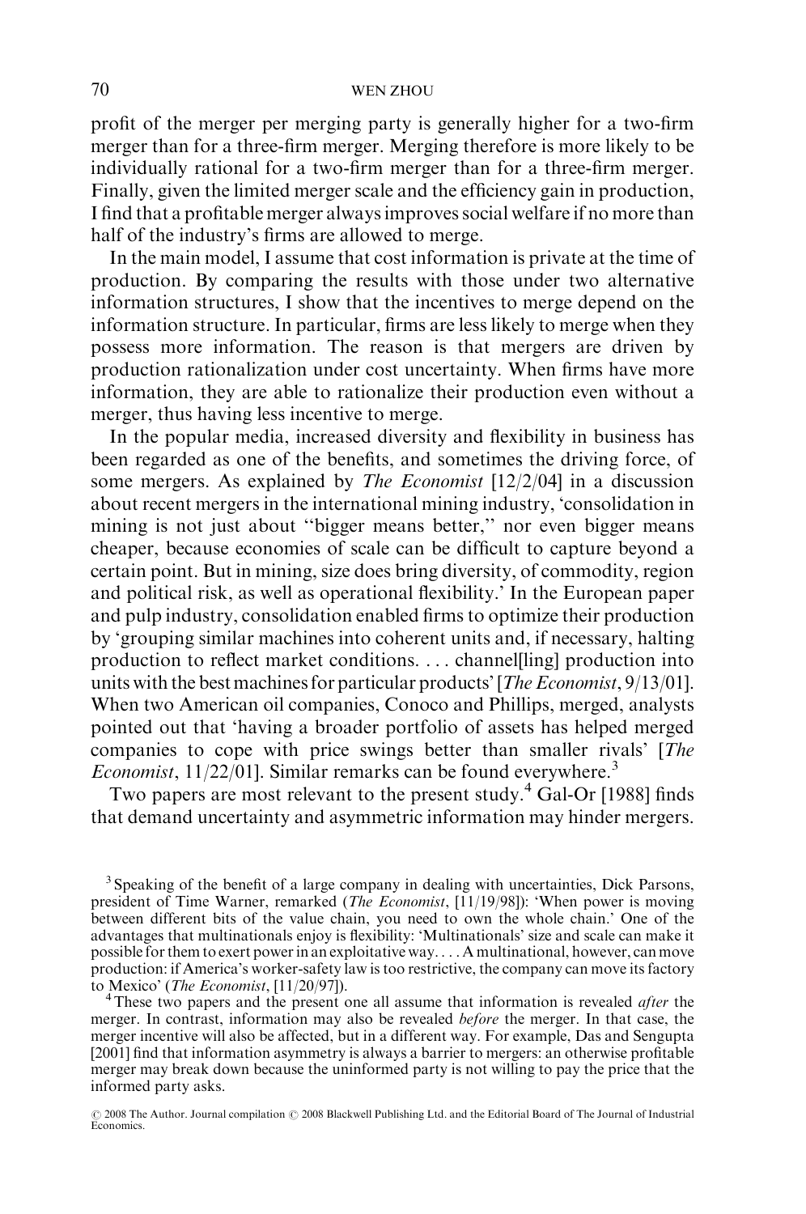profit of the merger per merging party is generally higher for a two-firm merger than for a three-firm merger. Merging therefore is more likely to be individually rational for a two-firm merger than for a three-firm merger. Finally, given the limited merger scale and the efficiency gain in production, I find that a profitable merger always improves social welfare if no more than half of the industry's firms are allowed to merge.

In the main model, I assume that cost information is private at the time of production. By comparing the results with those under two alternative information structures, I show that the incentives to merge depend on the information structure. In particular, firms are less likely to merge when they possess more information. The reason is that mergers are driven by production rationalization under cost uncertainty. When firms have more information, they are able to rationalize their production even without a merger, thus having less incentive to merge.

In the popular media, increased diversity and flexibility in business has been regarded as one of the benefits, and sometimes the driving force, of some mergers. As explained by *The Economist* [12/2/04] in a discussion about recent mergers in the international mining industry, 'consolidation in mining is not just about "bigger means better," nor even bigger means cheaper, because economies of scale can be difficult to capture beyond a certain point. But in mining, size does bring diversity, of commodity, region and political risk, as well as operational flexibility.' In the European paper and pulp industry, consolidation enabled firms to optimize their production by 'grouping similar machines into coherent units and, if necessary, halting production to reflect market conditions. . . . channel[ling] production into units with the best machines for particular products' [*The Economist*, 9/13/01]. When two American oil companies, Conoco and Phillips, merged, analysts pointed out that 'having a broader portfolio of assets has helped merged companies to cope with price swings better than smaller rivals' [*The Economist*, 11/22/01]. Similar remarks can be found everywhere.[3]

Two papers are most relevant to the present study.[4] Gal-Or [1988] finds that demand uncertainty and asymmetric information may hinder mergers.

[3] Speaking of the benefit of a large company in dealing with uncertainties, Dick Parsons, president of Time Warner, remarked (*The Economist*, [11/19/98]): 'When power is moving between different bits of the value chain, you need to own the whole chain.' One of the advantages that multinationals enjoy is flexibility: 'Multinationals' size and scale can make it possible for them to exert power in an exploitative way. . . . A multinational, however, can move production: if America's worker-safety law is too restrictive, the company can move its factory to Mexico' (*The Economist*, [11/20/97]).

[4] These two papers and the present one all assume that information is revealed *after* the merger. In contrast, information may also be revealed *before* the merger. In that case, the merger incentive will also be affected, but in a different way. For example, Das and Sengupta [2001] find that information asymmetry is always a barrier to mergers: an otherwise profitable merger may break down because the uninformed party is not willing to pay the price that the informed party asks.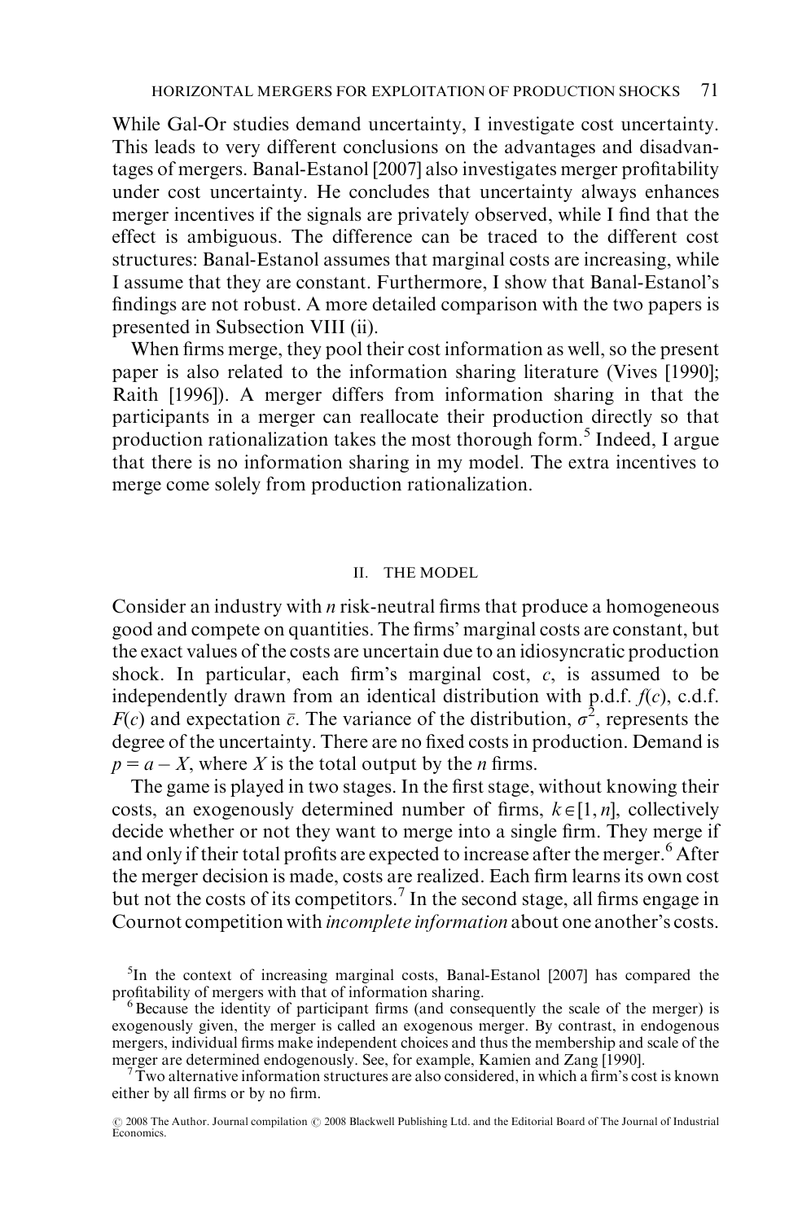While Gal-Or studies demand uncertainty, I investigate cost uncertainty. This leads to very different conclusions on the advantages and disadvantages of mergers. Banal-Estanol [2007] also investigates merger profitability under cost uncertainty. He concludes that uncertainty always enhances merger incentives if the signals are privately observed, while I find that the effect is ambiguous. The difference can be traced to the different cost structures: Banal-Estanol assumes that marginal costs are increasing, while I assume that they are constant. Furthermore, I show that Banal-Estanol's findings are not robust. A more detailed comparison with the two papers is presented in Subsection VIII (ii).

When firms merge, they pool their cost information as well, so the present paper is also related to the information sharing literature (Vives [1990]; Raith [1996]). A merger differs from information sharing in that the participants in a merger can reallocate their production directly so that production rationalization takes the most thorough form.[5] Indeed, I argue that there is no information sharing in my model. The extra incentives to merge come solely from production rationalization.

## II. THE MODEL

Consider an industry with $n$ risk-neutral firms that produce a homogeneous good and compete on quantities. The firms' marginal costs are constant, but the exact values of the costs are uncertain due to an idiosyncratic production shock. In particular, each firm's marginal cost, $c$, is assumed to be independently drawn from an identical distribution with p.d.f. $f(c)$, c.d.f. $F(c)$ and expectation $\bar{c}$. The variance of the distribution, $\sigma^2$, represents the degree of the uncertainty. There are no fixed costs in production. Demand is $p = a - X$, where $X$ is the total output by the $n$ firms.

The game is played in two stages. In the first stage, without knowing their costs, an exogenously determined number of firms, $k \in [1, n]$, collectively decide whether or not they want to merge into a single firm. They merge if and only if their total profits are expected to increase after the merger.[6] After the merger decision is made, costs are realized. Each firm learns its own cost but not the costs of its competitors.[7] In the second stage, all firms engage in Cournot competition with *incomplete information* about one another's costs.

[5] In the context of increasing marginal costs, Banal-Estanol [2007] has compared the profitability of mergers with that of information sharing.

[6] Because the identity of participant firms (and consequently the scale of the merger) is exogenously given, the merger is called an exogenous merger. By contrast, in endogenous mergers, individual firms make independent choices and thus the membership and scale of the merger are determined endogenously. See, for example, Kamien and Zang [1990].

[7] Two alternative information structures are also considered, in which a firm's cost is known either by all firms or by no firm.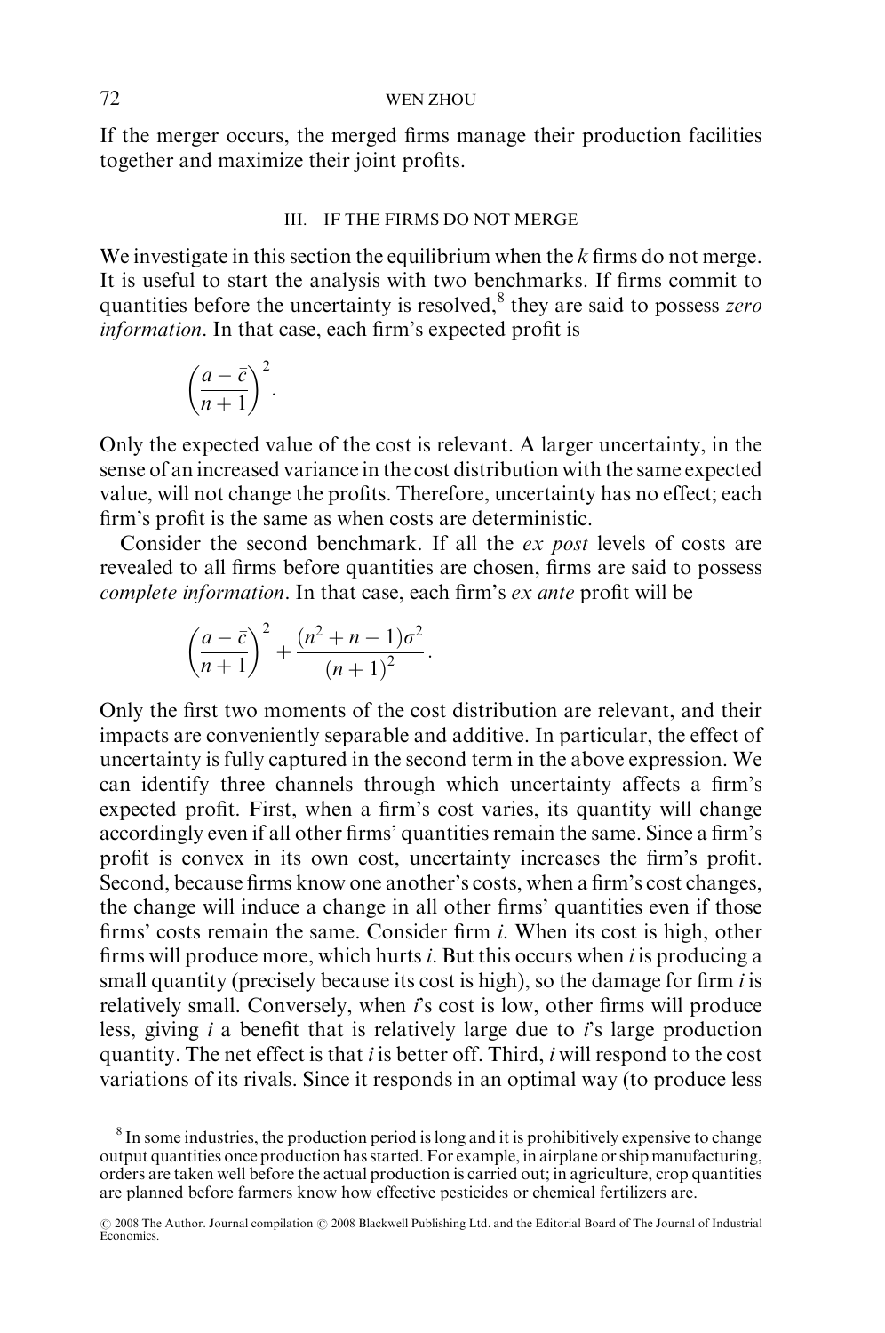If the merger occurs, the merged firms manage their production facilities together and maximize their joint profits.

## III. IF THE FIRMS DO NOT MERGE

We investigate in this section the equilibrium when the $k$ firms do not merge. It is useful to start the analysis with two benchmarks. If firms commit to quantities before the uncertainty is resolved,[8] they are said to possess *zero information*. In that case, each firm's expected profit is

$$\left(\frac{a-\bar{c}}{n+1}\right)^2.$$

Only the expected value of the cost is relevant. A larger uncertainty, in the sense of an increased variance in the cost distribution with the same expected value, will not change the profits. Therefore, uncertainty has no effect; each firm's profit is the same as when costs are deterministic.

Consider the second benchmark. If all the *ex post* levels of costs are revealed to all firms before quantities are chosen, firms are said to possess *complete information*. In that case, each firm's *ex ante* profit will be

$$\left(\frac{a-\bar{c}}{n+1}\right)^2+\frac{(n^2+n-1)\sigma^2}{(n+1)^2}.$$

Only the first two moments of the cost distribution are relevant, and their impacts are conveniently separable and additive. In particular, the effect of uncertainty is fully captured in the second term in the above expression. We can identify three channels through which uncertainty affects a firm's expected profit. First, when a firm's cost varies, its quantity will change accordingly even if all other firms' quantities remain the same. Since a firm's profit is convex in its own cost, uncertainty increases the firm's profit. Second, because firms know one another's costs, when a firm's cost changes, the change will induce a change in all other firms' quantities even if those firms' costs remain the same. Consider firm $i$. When its cost is high, other firms will produce more, which hurts $i$. But this occurs when $i$ is producing a small quantity (precisely because its cost is high), so the damage for firm $i$ is relatively small. Conversely, when $i$'s cost is low, other firms will produce less, giving $i$ a benefit that is relatively large due to $i$'s large production quantity. The net effect is that $i$ is better off. Third, $i$ will respond to the cost variations of its rivals. Since it responds in an optimal way (to produce less

[8] In some industries, the production period is long and it is prohibitively expensive to change output quantities once production has started. For example, in airplane or ship manufacturing, orders are taken well before the actual production is carried out; in agriculture, crop quantities are planned before farmers know how effective pesticides or chemical fertilizers are.

© 2008 The Author. Journal compilation © 2008 Blackwell Publishing Ltd. and the Editorial Board of The Journal of Industrial Economics.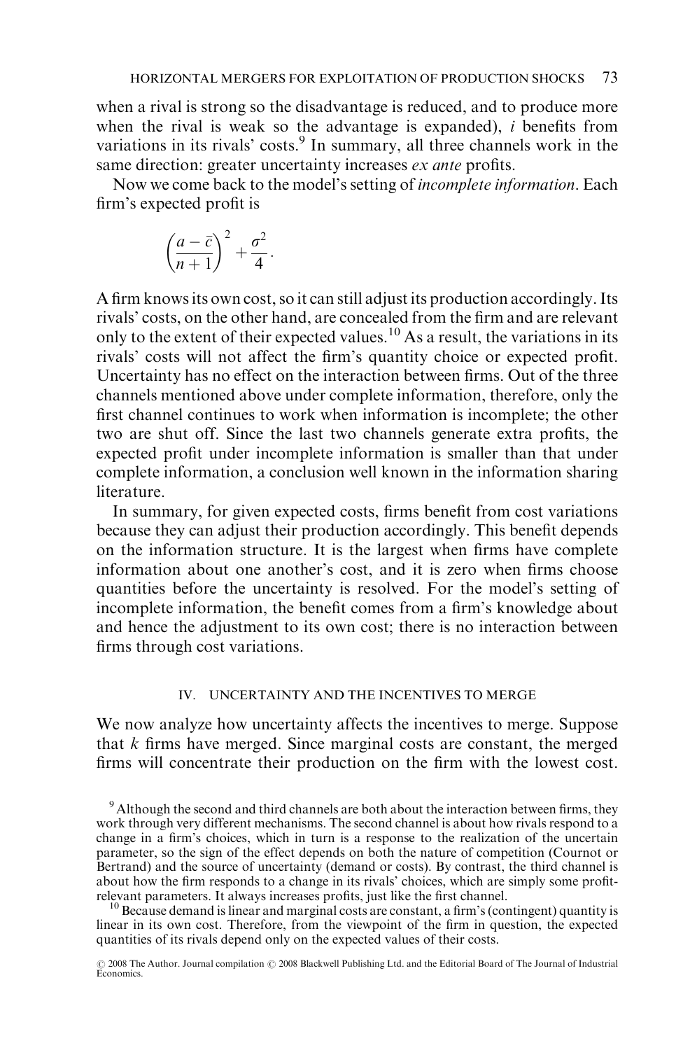when a rival is strong so the disadvantage is reduced, and to produce more when the rival is weak so the advantage is expanded), *i* benefits from variations in its rivals' costs.[9] In summary, all three channels work in the same direction: greater uncertainty increases *ex ante* profits.

Now we come back to the model's setting of *incomplete information*. Each firm's expected profit is

$$\left(\frac{a-\bar{c}}{n+1}\right)^2 + \frac{\sigma^2}{4}.$$

A firm knows its own cost, so it can still adjust its production accordingly. Its rivals' costs, on the other hand, are concealed from the firm and are relevant only to the extent of their expected values.[10] As a result, the variations in its rivals' costs will not affect the firm's quantity choice or expected profit. Uncertainty has no effect on the interaction between firms. Out of the three channels mentioned above under complete information, therefore, only the first channel continues to work when information is incomplete; the other two are shut off. Since the last two channels generate extra profits, the expected profit under incomplete information is smaller than that under complete information, a conclusion well known in the information sharing literature.

In summary, for given expected costs, firms benefit from cost variations because they can adjust their production accordingly. This benefit depends on the information structure. It is the largest when firms have complete information about one another's cost, and it is zero when firms choose quantities before the uncertainty is resolved. For the model's setting of incomplete information, the benefit comes from a firm's knowledge about and hence the adjustment to its own cost; there is no interaction between firms through cost variations.

## IV. UNCERTAINTY AND THE INCENTIVES TO MERGE

We now analyze how uncertainty affects the incentives to merge. Suppose that $k$ firms have merged. Since marginal costs are constant, the merged firms will concentrate their production on the firm with the lowest cost.

[9] Although the second and third channels are both about the interaction between firms, they work through very different mechanisms. The second channel is about how rivals respond to a change in a firm's choices, which in turn is a response to the realization of the uncertain parameter, so the sign of the effect depends on both the nature of competition (Cournot or Bertrand) and the source of uncertainty (demand or costs). By contrast, the third channel is about how the firm responds to a change in its rivals' choices, which are simply some profit-relevant parameters. It always increases profits, just like the first channel.

[10] Because demand is linear and marginal costs are constant, a firm's (contingent) quantity is linear in its own cost. Therefore, from the viewpoint of the firm in question, the expected quantities of its rivals depend only on the expected values of their costs.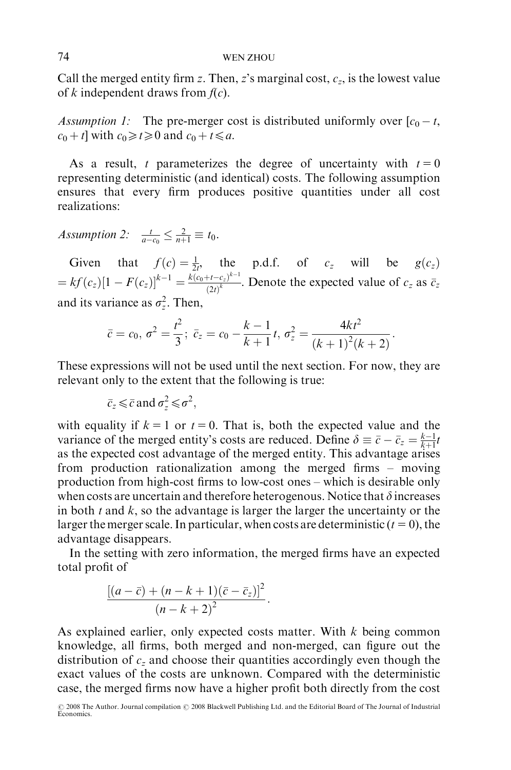Call the merged entity firm $z$. Then, $z$'s marginal cost, $c_z$, is the lowest value of $k$ independent draws from $f(c)$.

*Assumption 1:* The pre-merger cost is distributed uniformly over $[c_0 - t, c_0 + t]$ with $c_0 \geqslant t \geqslant 0$ and $c_0 + t \leqslant a$.

As a result, $t$ parameterizes the degree of uncertainty with $t = 0$ representing deterministic (and identical) costs. The following assumption ensures that every firm produces positive quantities under all cost realizations:

*Assumption 2:* $\frac{t}{a - c_0} \leq \frac{2}{n+1} \equiv t_0$.

Given that $f(c) = \frac{1}{2t}$, the p.d.f. of $c_z$ will be $g(c_z) = kf(c_z)[1 - F(c_z)]^{k-1} = \frac{k(c_0 + t - c_z)^{k-1}}{(2t)^k}$. Denote the expected value of $c_z$ as $\bar{c}_z$ and its variance as $\sigma_z^2$. Then,

$$\bar{c} = c_0,\ \sigma^2 = \frac{t^2}{3};\ \bar{c}_z = c_0 - \frac{k-1}{k+1}t,\ \sigma_z^2 = \frac{4kt^2}{(k+1)^2(k+2)}.$$

These expressions will not be used until the next section. For now, they are relevant only to the extent that the following is true:

$$\bar{c}_z \leqslant \bar{c} \text{ and } \sigma_z^2 \leqslant \sigma^2,$$

with equality if $k = 1$ or $t = 0$. That is, both the expected value and the variance of the merged entity's costs are reduced. Define $\delta \equiv \bar{c} - \bar{c}_z = \frac{k-1}{k+1}t$ as the expected cost advantage of the merged entity. This advantage arises from production rationalization among the merged firms – moving production from high-cost firms to low-cost ones – which is desirable only when costs are uncertain and therefore heterogenous. Notice that $\delta$ increases in both $t$ and $k$, so the advantage is larger the larger the uncertainty or the larger the merger scale. In particular, when costs are deterministic ($t = 0$), the advantage disappears.

In the setting with zero information, the merged firms have an expected total profit of

$$\frac{[(a - \bar{c}) + (n - k + 1)(\bar{c} - \bar{c}_z)]^2}{(n - k + 2)^2}.$$

As explained earlier, only expected costs matter. With $k$ being common knowledge, all firms, both merged and non-merged, can figure out the distribution of $c_z$ and choose their quantities accordingly even though the exact values of the costs are unknown. Compared with the deterministic case, the merged firms now have a higher profit both directly from the cost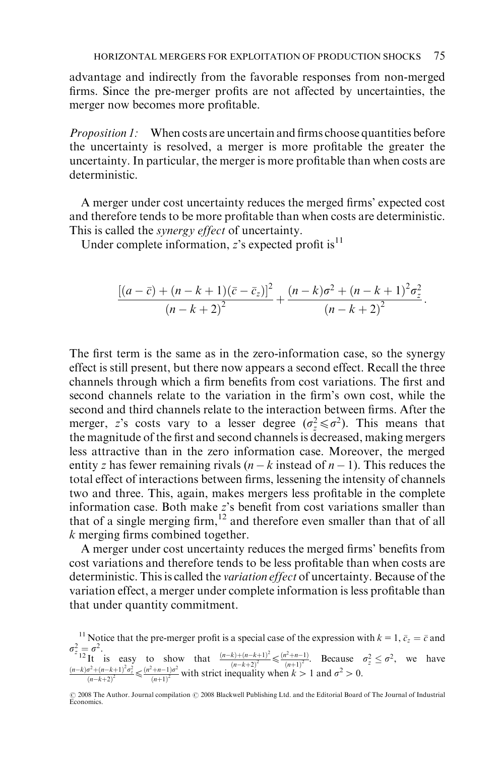advantage and indirectly from the favorable responses from non-merged firms. Since the pre-merger profits are not affected by uncertainties, the merger now becomes more profitable.

*Proposition 1:* When costs are uncertain and firms choose quantities before the uncertainty is resolved, a merger is more profitable the greater the uncertainty. In particular, the merger is more profitable than when costs are deterministic.

A merger under cost uncertainty reduces the merged firms' expected cost and therefore tends to be more profitable than when costs are deterministic. This is called the *synergy effect* of uncertainty.

Under complete information, $z$'s expected profit is[11]

$$\frac{[(a-\bar{c})+(n-k+1)(\bar{c}-\bar{c}_z)]^2}{(n-k+2)^2}+\frac{(n-k)\sigma^2+(n-k+1)^2\sigma_z^2}{(n-k+2)^2}.$$

The first term is the same as in the zero-information case, so the synergy effect is still present, but there now appears a second effect. Recall the three channels through which a firm benefits from cost variations. The first and second channels relate to the variation in the firm's own cost, while the second and third channels relate to the interaction between firms. After the merger, $z$'s costs vary to a lesser degree ($\sigma_z^2 \leqslant \sigma^2$). This means that the magnitude of the first and second channels is decreased, making mergers less attractive than in the zero information case. Moreover, the merged entity $z$ has fewer remaining rivals ($n-k$ instead of $n-1$). This reduces the total effect of interactions between firms, lessening the intensity of channels two and three. This, again, makes mergers less profitable in the complete information case. Both make $z$'s benefit from cost variations smaller than that of a single merging firm,[12] and therefore even smaller than that of all $k$ merging firms combined together.

A merger under cost uncertainty reduces the merged firms' benefits from cost variations and therefore tends to be less profitable than when costs are deterministic. This is called the *variation effect* of uncertainty. Because of the variation effect, a merger under complete information is less profitable than that under quantity commitment.

[11] Notice that the pre-merger profit is a special case of the expression with $k=1$, $\bar{c}_z=\bar{c}$ and $\sigma_z^2=\sigma^2$.

[12] It is easy to show that $\frac{(n-k)+(n-k+1)^2}{(n-k+2)^2} \leqslant \frac{(n^2+n-1)}{(n+1)^2}$. Because $\sigma_z^2 \leq \sigma^2$, we have $\frac{(n-k)\sigma^2+(n-k+1)^2\sigma_z^2}{(n-k+2)^2} \leqslant \frac{(n^2+n-1)\sigma^2}{(n+1)^2}$ with strict inequality when $k>1$ and $\sigma^2>0$.

© 2008 The Author. Journal compilation © 2008 Blackwell Publishing Ltd. and the Editorial Board of The Journal of Industrial Economics.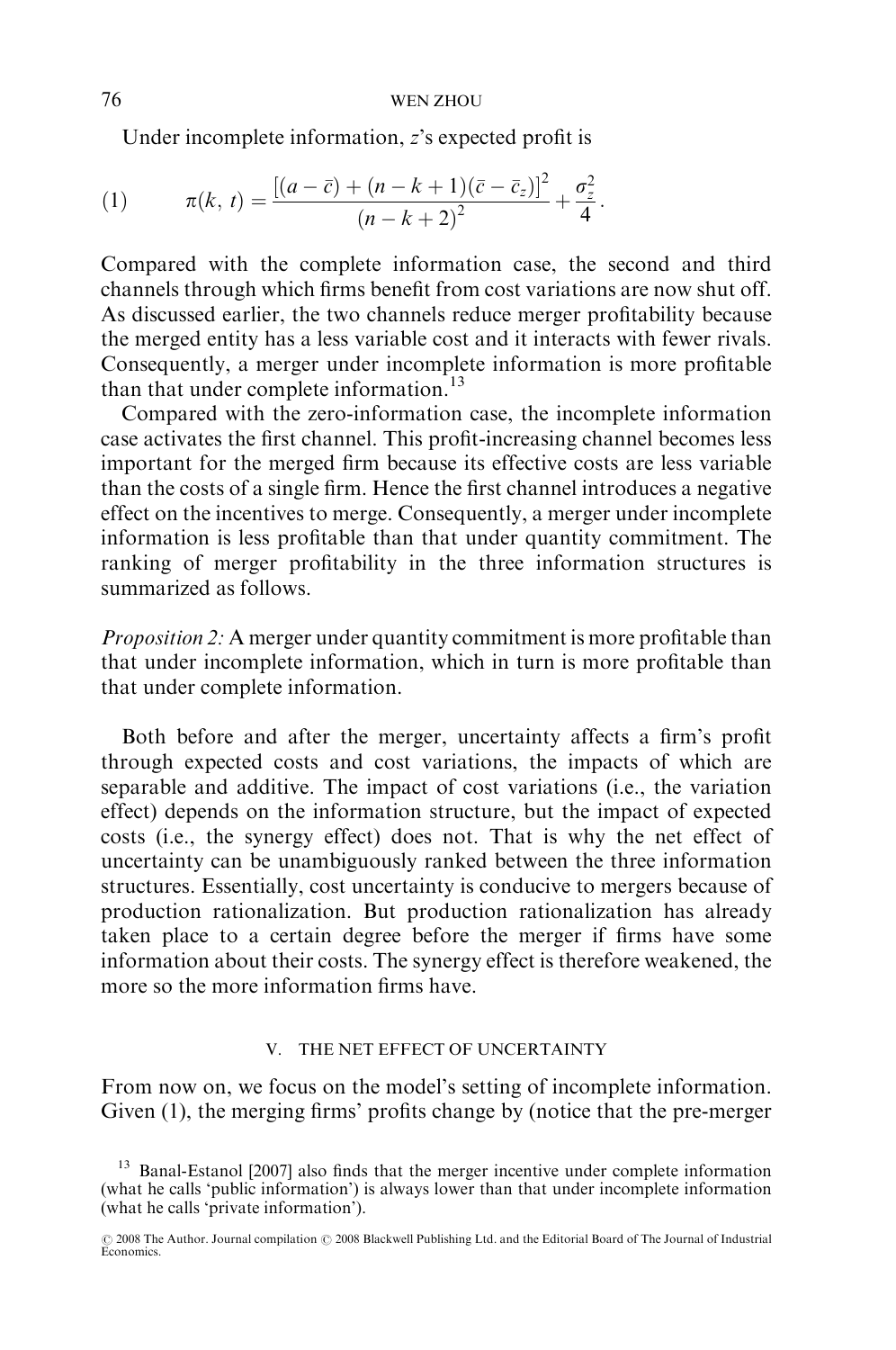Under incomplete information, $z$'s expected profit is

$$\text{(1)} \qquad \pi(k,\, t) = \frac{[(a-\bar{c}) + (n-k+1)(\bar{c}-\bar{c}_z)]^2}{(n-k+2)^2} + \frac{\sigma_z^2}{4}.$$

Compared with the complete information case, the second and third channels through which firms benefit from cost variations are now shut off. As discussed earlier, the two channels reduce merger profitability because the merged entity has a less variable cost and it interacts with fewer rivals. Consequently, a merger under incomplete information is more profitable than that under complete information.[13]

Compared with the zero-information case, the incomplete information case activates the first channel. This profit-increasing channel becomes less important for the merged firm because its effective costs are less variable than the costs of a single firm. Hence the first channel introduces a negative effect on the incentives to merge. Consequently, a merger under incomplete information is less profitable than that under quantity commitment. The ranking of merger profitability in the three information structures is summarized as follows.

*Proposition 2:* A merger under quantity commitment is more profitable than that under incomplete information, which in turn is more profitable than that under complete information.

Both before and after the merger, uncertainty affects a firm's profit through expected costs and cost variations, the impacts of which are separable and additive. The impact of cost variations (i.e., the variation effect) depends on the information structure, but the impact of expected costs (i.e., the synergy effect) does not. That is why the net effect of uncertainty can be unambiguously ranked between the three information structures. Essentially, cost uncertainty is conducive to mergers because of production rationalization. But production rationalization has already taken place to a certain degree before the merger if firms have some information about their costs. The synergy effect is therefore weakened, the more so the more information firms have.

## V. THE NET EFFECT OF UNCERTAINTY

From now on, we focus on the model's setting of incomplete information. Given (1), the merging firms' profits change by (notice that the pre-merger

[13] Banal-Estanol [2007] also finds that the merger incentive under complete information (what he calls 'public information') is always lower than that under incomplete information (what he calls 'private information').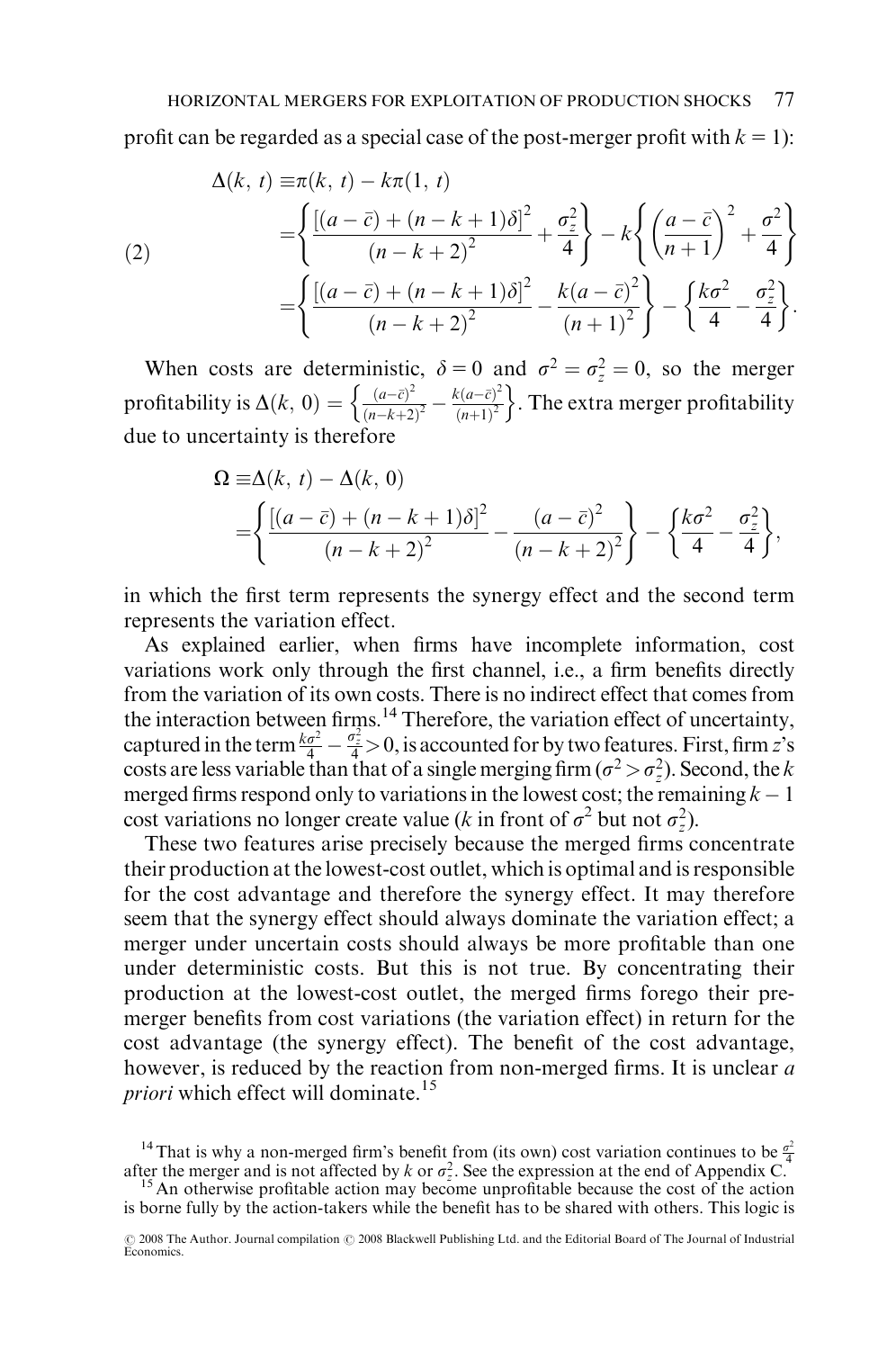profit can be regarded as a special case of the post-merger profit with $k = 1$):

$$
\begin{aligned}
\Delta(k, t) &\equiv \pi(k, t) - k\pi(1, t) \\
&= \left\{ \frac{[(a-\bar{c}) + (n-k+1)\delta]^2}{(n-k+2)^2} + \frac{\sigma_z^2}{4} \right\} - k\left\{ \left(\frac{a-\bar{c}}{n+1}\right)^2 + \frac{\sigma^2}{4} \right\} \\
&= \left\{ \frac{[(a-\bar{c}) + (n-k+1)\delta]^2}{(n-k+2)^2} - \frac{k(a-\bar{c})^2}{(n+1)^2} \right\} - \left\{ \frac{k\sigma^2}{4} - \frac{\sigma_z^2}{4} \right\}.
\end{aligned} \tag{2}
$$

When costs are deterministic, $\delta = 0$ and $\sigma^2 = \sigma_z^2 = 0$, so the merger profitability is $\Delta(k, 0) = \left\{ \frac{(a-\bar{c})^2}{(n-k+2)^2} - \frac{k(a-\bar{c})^2}{(n+1)^2} \right\}$. The extra merger profitability due to uncertainty is therefore

$$
\begin{aligned}
\Omega &\equiv \Delta(k, t) - \Delta(k, 0) \\
&= \left\{ \frac{[(a-\bar{c}) + (n-k+1)\delta]^2}{(n-k+2)^2} - \frac{(a-\bar{c})^2}{(n-k+2)^2} \right\} - \left\{ \frac{k\sigma^2}{4} - \frac{\sigma_z^2}{4} \right\},
\end{aligned}
$$

in which the first term represents the synergy effect and the second term represents the variation effect.

As explained earlier, when firms have incomplete information, cost variations work only through the first channel, i.e., a firm benefits directly from the variation of its own costs. There is no indirect effect that comes from the interaction between firms.[14] Therefore, the variation effect of uncertainty, captured in the term $\frac{k\sigma^2}{4} - \frac{\sigma_z^2}{4} > 0$, is accounted for by two features. First, firm $z$'s costs are less variable than that of a single merging firm ($\sigma^2 > \sigma_z^2$). Second, the $k$ merged firms respond only to variations in the lowest cost; the remaining $k-1$ cost variations no longer create value ($k$ in front of $\sigma^2$ but not $\sigma_z^2$).

These two features arise precisely because the merged firms concentrate their production at the lowest-cost outlet, which is optimal and is responsible for the cost advantage and therefore the synergy effect. It may therefore seem that the synergy effect should always dominate the variation effect; a merger under uncertain costs should always be more profitable than one under deterministic costs. But this is not true. By concentrating their production at the lowest-cost outlet, the merged firms forego their pre-merger benefits from cost variations (the variation effect) in return for the cost advantage (the synergy effect). The benefit of the cost advantage, however, is reduced by the reaction from non-merged firms. It is unclear *a priori* which effect will dominate.[15]

[14] That is why a non-merged firm's benefit from (its own) cost variation continues to be $\frac{\sigma^2}{4}$ after the merger and is not affected by $k$ or $\sigma_z^2$. See the expression at the end of Appendix C.

[15] An otherwise profitable action may become unprofitable because the cost of the action is borne fully by the action-takers while the benefit has to be shared with others. This logic is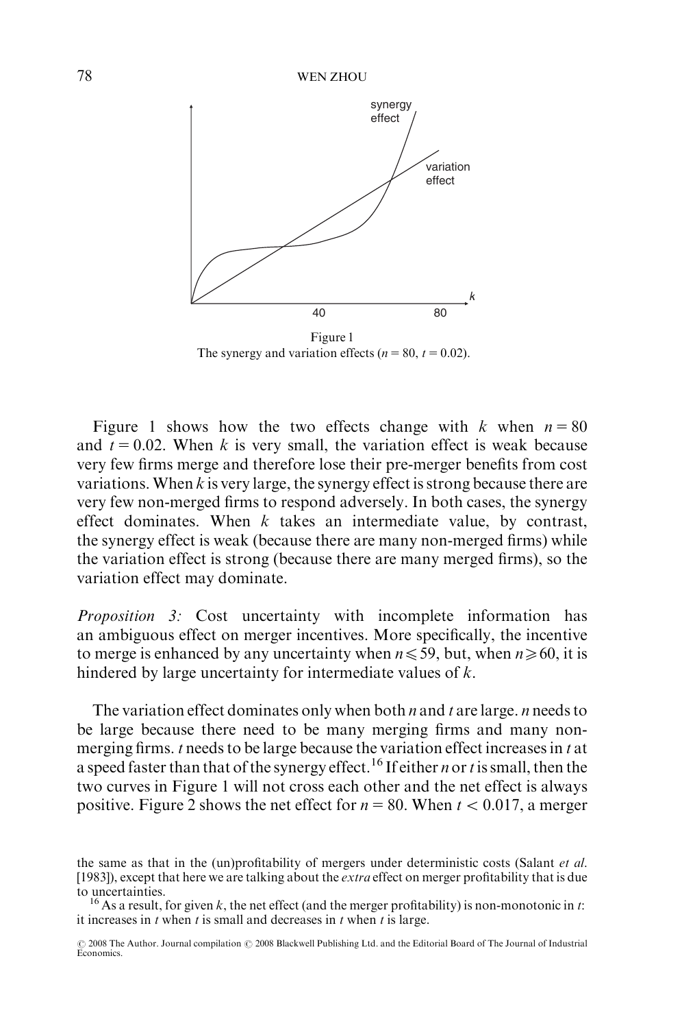Figure 1
The synergy and variation effects ($n = 80$, $t = 0.02$).

Figure 1 shows how the two effects change with $k$ when $n = 80$ and $t = 0.02$. When $k$ is very small, the variation effect is weak because very few firms merge and therefore lose their pre-merger benefits from cost variations. When $k$ is very large, the synergy effect is strong because there are very few non-merged firms to respond adversely. In both cases, the synergy effect dominates. When $k$ takes an intermediate value, by contrast, the synergy effect is weak (because there are many non-merged firms) while the variation effect is strong (because there are many merged firms), so the variation effect may dominate.

*Proposition 3:* Cost uncertainty with incomplete information has an ambiguous effect on merger incentives. More specifically, the incentive to merge is enhanced by any uncertainty when $n \leqslant 59$, but, when $n \geqslant 60$, it is hindered by large uncertainty for intermediate values of $k$.

The variation effect dominates only when both $n$ and $t$ are large. $n$ needs to be large because there need to be many merging firms and many non-merging firms. $t$ needs to be large because the variation effect increases in $t$ at a speed faster than that of the synergy effect.[16] If either $n$ or $t$ is small, then the two curves in Figure 1 will not cross each other and the net effect is always positive. Figure 2 shows the net effect for $n = 80$. When $t < 0.017$, a merger

the same as that in the (un)profitability of mergers under deterministic costs (Salant *et al.* [1983]), except that here we are talking about the *extra* effect on merger profitability that is due to uncertainties.

[16] As a result, for given $k$, the net effect (and the merger profitability) is non-monotonic in $t$: it increases in $t$ when $t$ is small and decreases in $t$ when $t$ is large.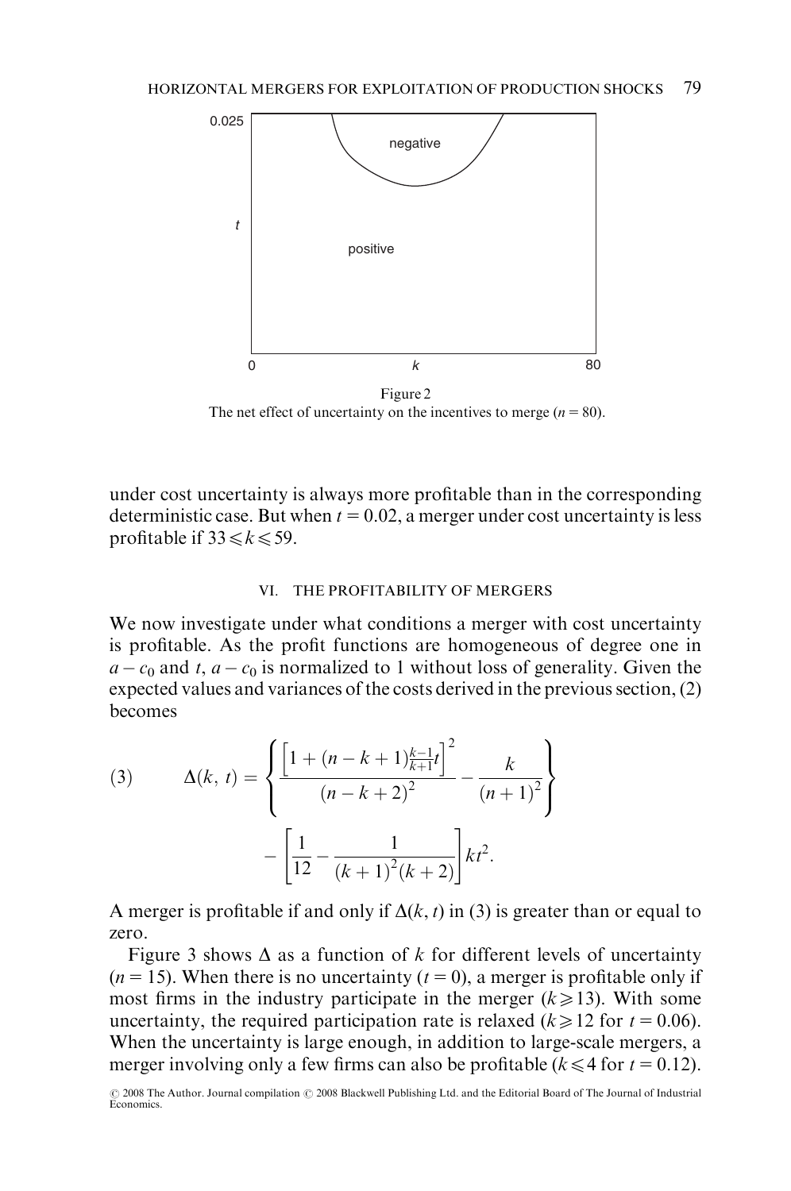Figure 2
The net effect of uncertainty on the incentives to merge ($n = 80$).

under cost uncertainty is always more profitable than in the corresponding deterministic case. But when $t = 0.02$, a merger under cost uncertainty is less profitable if $33 \leqslant k \leqslant 59$.

## VI. THE PROFITABILITY OF MERGERS

We now investigate under what conditions a merger with cost uncertainty is profitable. As the profit functions are homogeneous of degree one in $a - c_0$ and $t$, $a - c_0$ is normalized to 1 without loss of generality. Given the expected values and variances of the costs derived in the previous section, (2) becomes

$$(3) \qquad \Delta(k, t) = \left\{ \frac{\left[1 + (n - k + 1)\frac{k-1}{k+1}t\right]^2}{(n - k + 2)^2} - \frac{k}{(n+1)^2} \right\} - \left[\frac{1}{12} - \frac{1}{(k+1)^2(k+2)}\right] kt^2.$$

A merger is profitable if and only if $\Delta(k, t)$ in (3) is greater than or equal to zero.

Figure 3 shows $\Delta$ as a function of $k$ for different levels of uncertainty ($n = 15$). When there is no uncertainty ($t = 0$), a merger is profitable only if most firms in the industry participate in the merger ($k \geqslant 13$). With some uncertainty, the required participation rate is relaxed ($k \geqslant 12$ for $t = 0.06$). When the uncertainty is large enough, in addition to large-scale mergers, a merger involving only a few firms can also be profitable ($k \leqslant 4$ for $t = 0.12$).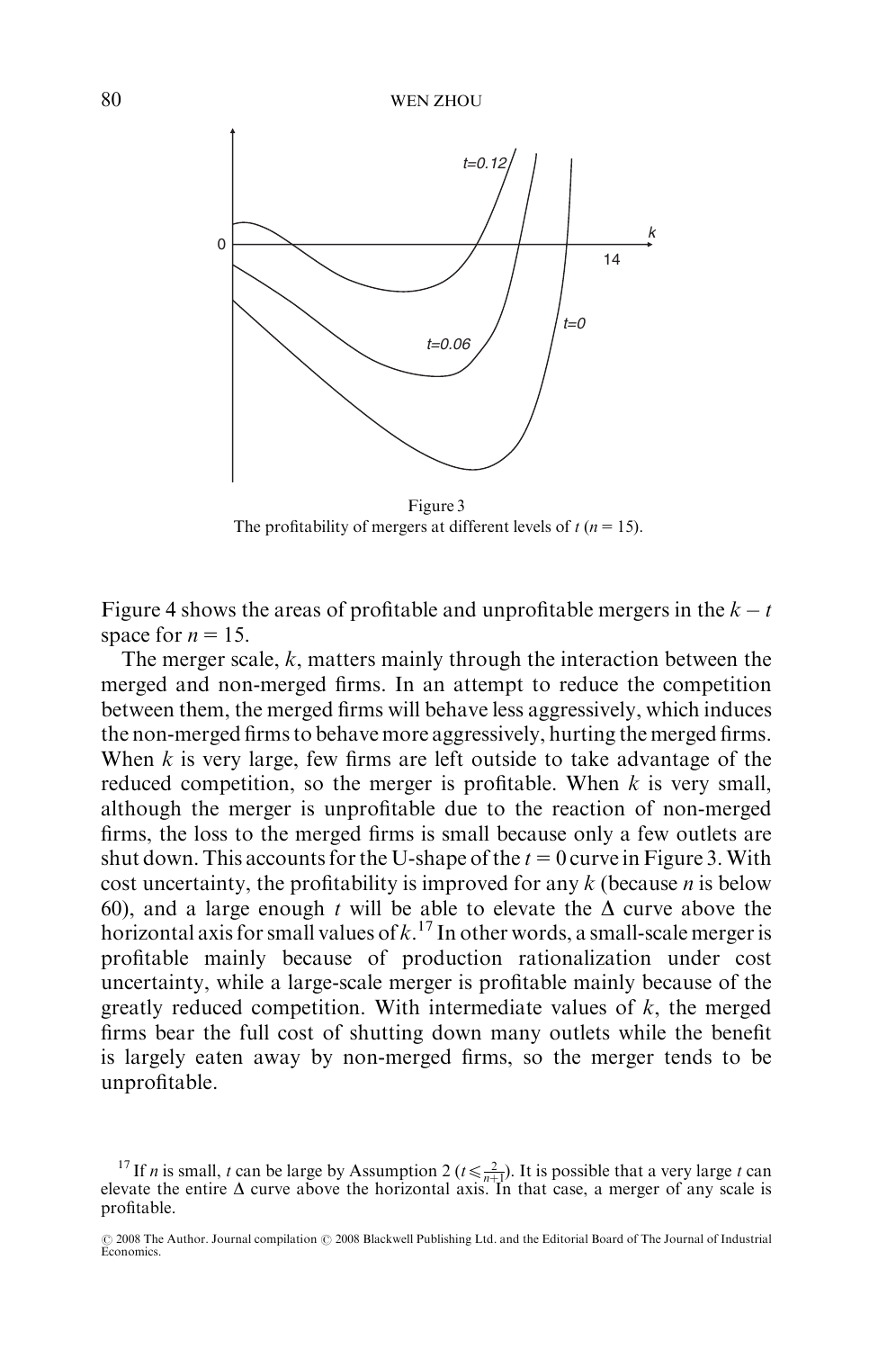Figure 3
The profitability of mergers at different levels of $t$ ($n = 15$).

Figure 4 shows the areas of profitable and unprofitable mergers in the $k - t$ space for $n = 15$.

The merger scale, $k$, matters mainly through the interaction between the merged and non-merged firms. In an attempt to reduce the competition between them, the merged firms will behave less aggressively, which induces the non-merged firms to behave more aggressively, hurting the merged firms. When $k$ is very large, few firms are left outside to take advantage of the reduced competition, so the merger is profitable. When $k$ is very small, although the merger is unprofitable due to the reaction of non-merged firms, the loss to the merged firms is small because only a few outlets are shut down. This accounts for the U-shape of the $t = 0$ curve in Figure 3. With cost uncertainty, the profitability is improved for any $k$ (because $n$ is below 60), and a large enough $t$ will be able to elevate the $\Delta$ curve above the horizontal axis for small values of $k$.[17] In other words, a small-scale merger is profitable mainly because of production rationalization under cost uncertainty, while a large-scale merger is profitable mainly because of the greatly reduced competition. With intermediate values of $k$, the merged firms bear the full cost of shutting down many outlets while the benefit is largely eaten away by non-merged firms, so the merger tends to be unprofitable.

[17] If $n$ is small, $t$ can be large by Assumption 2 ($t \leqslant \frac{2}{n+1}$). It is possible that a very large $t$ can elevate the entire $\Delta$ curve above the horizontal axis. In that case, a merger of any scale is profitable.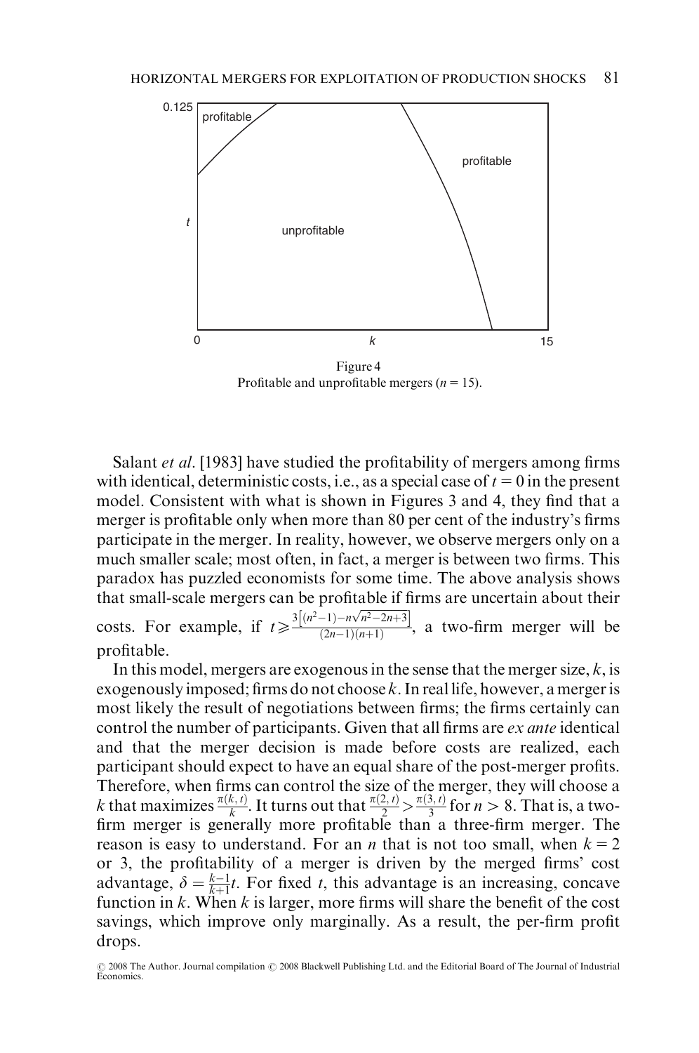Figure 4
Profitable and unprofitable mergers ($n = 15$).

Salant *et al.* [1983] have studied the profitability of mergers among firms with identical, deterministic costs, i.e., as a special case of $t = 0$ in the present model. Consistent with what is shown in Figures 3 and 4, they find that a merger is profitable only when more than 80 per cent of the industry's firms participate in the merger. In reality, however, we observe mergers only on a much smaller scale; most often, in fact, a merger is between two firms. This paradox has puzzled economists for some time. The above analysis shows that small-scale mergers can be profitable if firms are uncertain about their costs. For example, if $t \geqslant \frac{3\left[(n^2-1)-n\sqrt{n^2-2n+3}\right]}{(2n-1)(n+1)}$, a two-firm merger will be profitable.

In this model, mergers are exogenous in the sense that the merger size, $k$, is exogenously imposed; firms do not choose $k$. In real life, however, a merger is most likely the result of negotiations between firms; the firms certainly can control the number of participants. Given that all firms are *ex ante* identical and that the merger decision is made before costs are realized, each participant should expect to have an equal share of the post-merger profits. Therefore, when firms can control the size of the merger, they will choose a $k$ that maximizes $\frac{\pi(k,t)}{k}$. It turns out that $\frac{\pi(2,t)}{2} > \frac{\pi(3,t)}{3}$ for $n > 8$. That is, a two-firm merger is generally more profitable than a three-firm merger. The reason is easy to understand. For an $n$ that is not too small, when $k = 2$ or 3, the profitability of a merger is driven by the merged firms' cost advantage, $\delta = \frac{k-1}{k+1}t$. For fixed $t$, this advantage is an increasing, concave function in $k$. When $k$ is larger, more firms will share the benefit of the cost savings, which improve only marginally. As a result, the per-firm profit drops.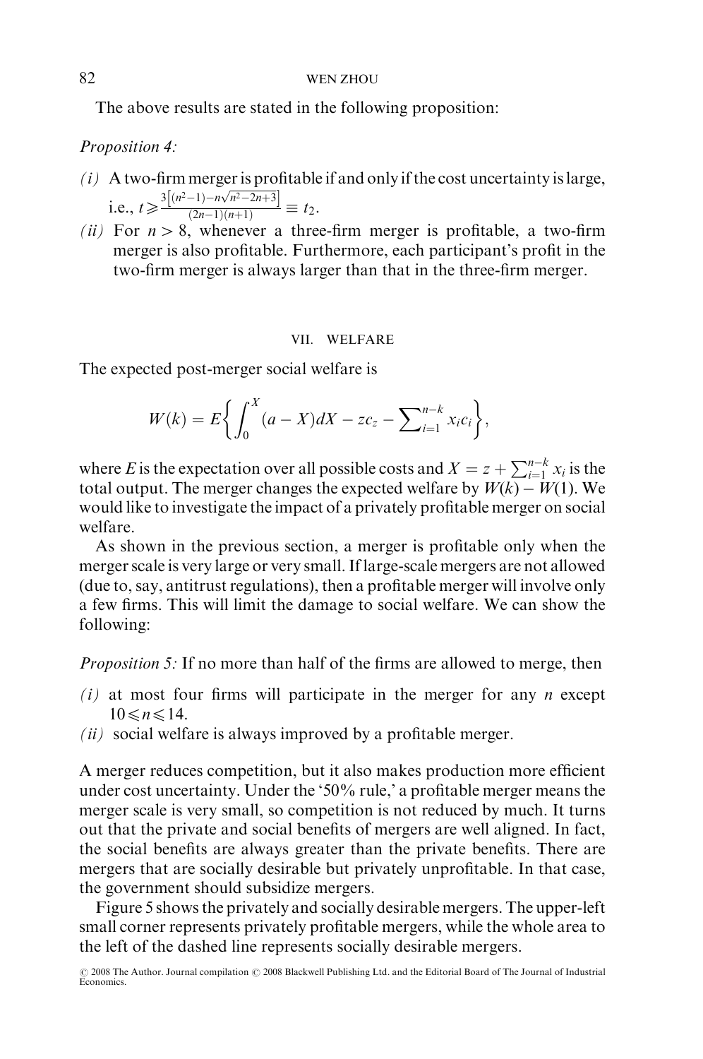The above results are stated in the following proposition:

*Proposition 4:*

*(i)* A two-firm merger is profitable if and only if the cost uncertainty is large, i.e., $t \geqslant \frac{3\left[(n^2-1)-n\sqrt{n^2-2n+3}\right]}{(2n-1)(n+1)} \equiv t_2$.

*(ii)* For $n > 8$, whenever a three-firm merger is profitable, a two-firm merger is also profitable. Furthermore, each participant's profit in the two-firm merger is always larger than that in the three-firm merger.

## VII. WELFARE

The expected post-merger social welfare is

$$W(k) = E\left\{\int_0^X (a - X)dX - zc_z - \sum_{i=1}^{n-k} x_i c_i\right\},$$

where $E$ is the expectation over all possible costs and $X = z + \sum_{i=1}^{n-k} x_i$ is the total output. The merger changes the expected welfare by $W(k) - W(1)$. We would like to investigate the impact of a privately profitable merger on social welfare.

As shown in the previous section, a merger is profitable only when the merger scale is very large or very small. If large-scale mergers are not allowed (due to, say, antitrust regulations), then a profitable merger will involve only a few firms. This will limit the damage to social welfare. We can show the following:

*Proposition 5:* If no more than half of the firms are allowed to merge, then

*(i)* at most four firms will participate in the merger for any $n$ except $10 \leqslant n \leqslant 14$.

*(ii)* social welfare is always improved by a profitable merger.

A merger reduces competition, but it also makes production more efficient under cost uncertainty. Under the '50% rule,' a profitable merger means the merger scale is very small, so competition is not reduced by much. It turns out that the private and social benefits of mergers are well aligned. In fact, the social benefits are always greater than the private benefits. There are mergers that are socially desirable but privately unprofitable. In that case, the government should subsidize mergers.

Figure 5 shows the privately and socially desirable mergers. The upper-left small corner represents privately profitable mergers, while the whole area to the left of the dashed line represents socially desirable mergers.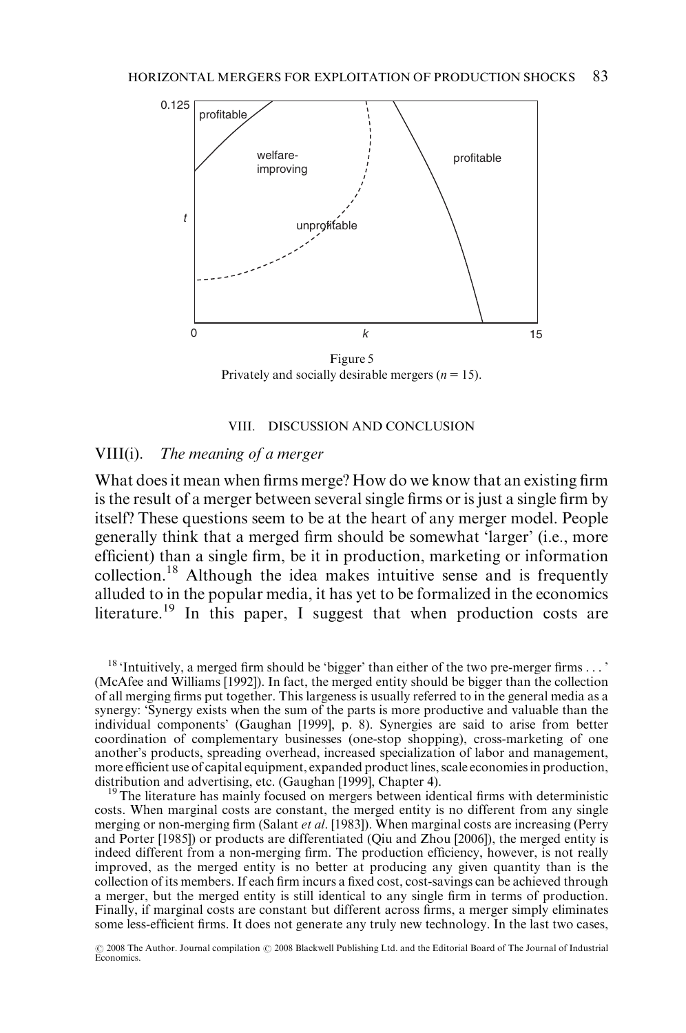Figure 5
Privately and socially desirable mergers ($n = 15$).

## VIII. DISCUSSION AND CONCLUSION

### VIII(i). *The meaning of a merger*

What does it mean when firms merge? How do we know that an existing firm is the result of a merger between several single firms or is just a single firm by itself? These questions seem to be at the heart of any merger model. People generally think that a merged firm should be somewhat 'larger' (i.e., more efficient) than a single firm, be it in production, marketing or information collection.[18] Although the idea makes intuitive sense and is frequently alluded to in the popular media, it has yet to be formalized in the economics literature.[19] In this paper, I suggest that when production costs are

[18] 'Intuitively, a merged firm should be 'bigger' than either of the two pre-merger firms . . . ' (McAfee and Williams [1992]). In fact, the merged entity should be bigger than the collection of all merging firms put together. This largeness is usually referred to in the general media as a synergy: 'Synergy exists when the sum of the parts is more productive and valuable than the individual components' (Gaughan [1999], p. 8). Synergies are said to arise from better coordination of complementary businesses (one-stop shopping), cross-marketing of one another's products, spreading overhead, increased specialization of labor and management, more efficient use of capital equipment, expanded product lines, scale economies in production, distribution and advertising, etc. (Gaughan [1999], Chapter 4).

[19] The literature has mainly focused on mergers between identical firms with deterministic costs. When marginal costs are constant, the merged entity is no different from any single merging or non-merging firm (Salant *et al*. [1983]). When marginal costs are increasing (Perry and Porter [1985]) or products are differentiated (Qiu and Zhou [2006]), the merged entity is indeed different from a non-merging firm. The production efficiency, however, is not really improved, as the merged entity is no better at producing any given quantity than is the collection of its members. If each firm incurs a fixed cost, cost-savings can be achieved through a merger, but the merged entity is still identical to any single firm in terms of production. Finally, if marginal costs are constant but different across firms, a merger simply eliminates some less-efficient firms. It does not generate any truly new technology. In the last two cases,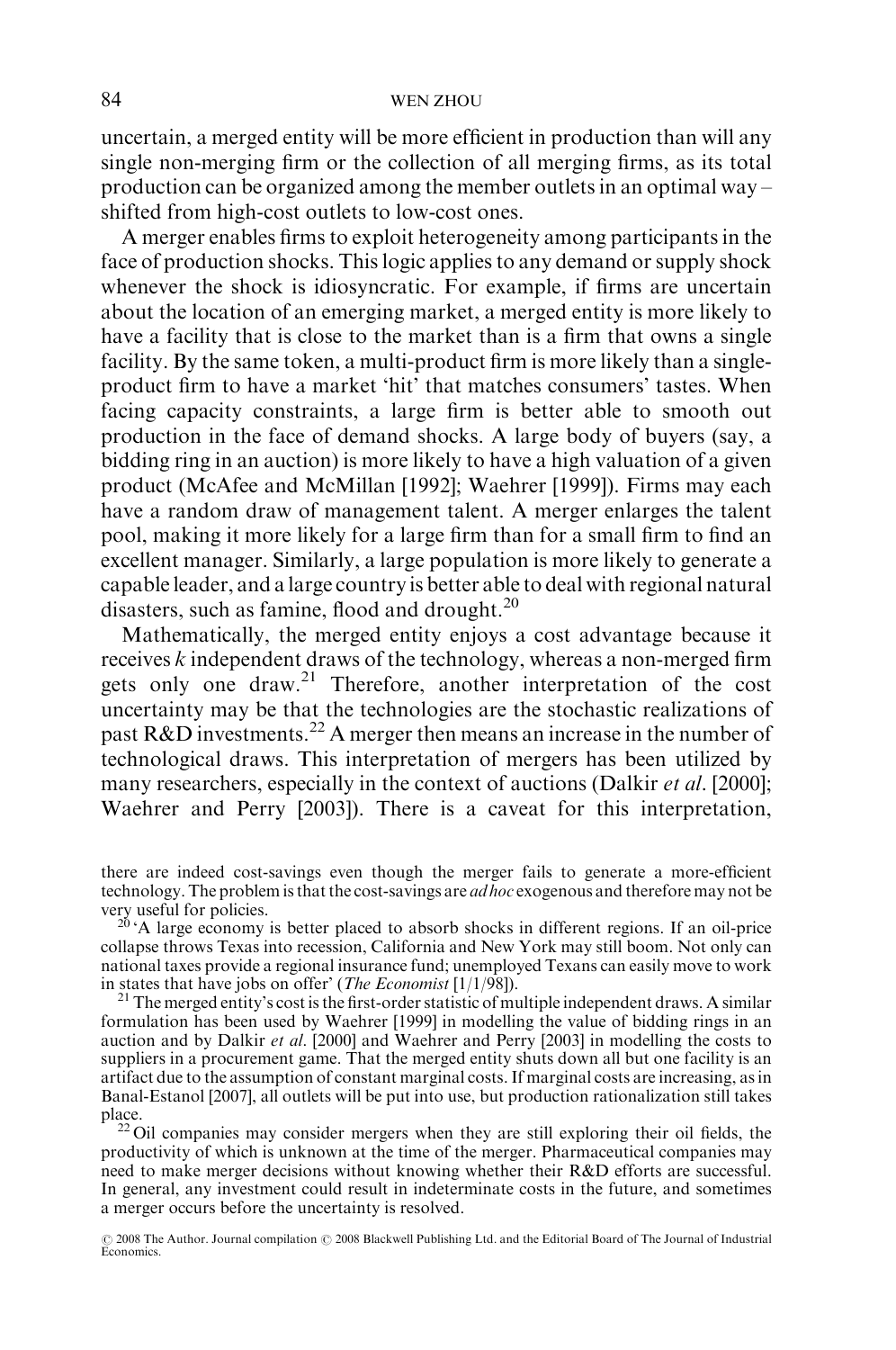uncertain, a merged entity will be more efficient in production than will any single non-merging firm or the collection of all merging firms, as its total production can be organized among the member outlets in an optimal way – shifted from high-cost outlets to low-cost ones.

A merger enables firms to exploit heterogeneity among participants in the face of production shocks. This logic applies to any demand or supply shock whenever the shock is idiosyncratic. For example, if firms are uncertain about the location of an emerging market, a merged entity is more likely to have a facility that is close to the market than is a firm that owns a single facility. By the same token, a multi-product firm is more likely than a single-product firm to have a market 'hit' that matches consumers' tastes. When facing capacity constraints, a large firm is better able to smooth out production in the face of demand shocks. A large body of buyers (say, a bidding ring in an auction) is more likely to have a high valuation of a given product (McAfee and McMillan [1992]; Waehrer [1999]). Firms may each have a random draw of management talent. A merger enlarges the talent pool, making it more likely for a large firm than for a small firm to find an excellent manager. Similarly, a large population is more likely to generate a capable leader, and a large country is better able to deal with regional natural disasters, such as famine, flood and drought.[20]

Mathematically, the merged entity enjoys a cost advantage because it receives $k$ independent draws of the technology, whereas a non-merged firm gets only one draw.[21] Therefore, another interpretation of the cost uncertainty may be that the technologies are the stochastic realizations of past R&D investments.[22] A merger then means an increase in the number of technological draws. This interpretation of mergers has been utilized by many researchers, especially in the context of auctions (Dalkir *et al*. [2000]; Waehrer and Perry [2003]). There is a caveat for this interpretation,

---

there are indeed cost-savings even though the merger fails to generate a more-efficient technology. The problem is that the cost-savings are *ad hoc* exogenous and therefore may not be very useful for policies.

[20] 'A large economy is better placed to absorb shocks in different regions. If an oil-price collapse throws Texas into recession, California and New York may still boom. Not only can national taxes provide a regional insurance fund; unemployed Texans can easily move to work in states that have jobs on offer' (*The Economist* [1/1/98]).

[21] The merged entity's cost is the first-order statistic of multiple independent draws. A similar formulation has been used by Waehrer [1999] in modelling the value of bidding rings in an auction and by Dalkir *et al*. [2000] and Waehrer and Perry [2003] in modelling the costs to suppliers in a procurement game. That the merged entity shuts down all but one facility is an artifact due to the assumption of constant marginal costs. If marginal costs are increasing, as in Banal-Estanol [2007], all outlets will be put into use, but production rationalization still takes place.

[22] Oil companies may consider mergers when they are still exploring their oil fields, the productivity of which is unknown at the time of the merger. Pharmaceutical companies may need to make merger decisions without knowing whether their R&D efforts are successful. In general, any investment could result in indeterminate costs in the future, and sometimes a merger occurs before the uncertainty is resolved.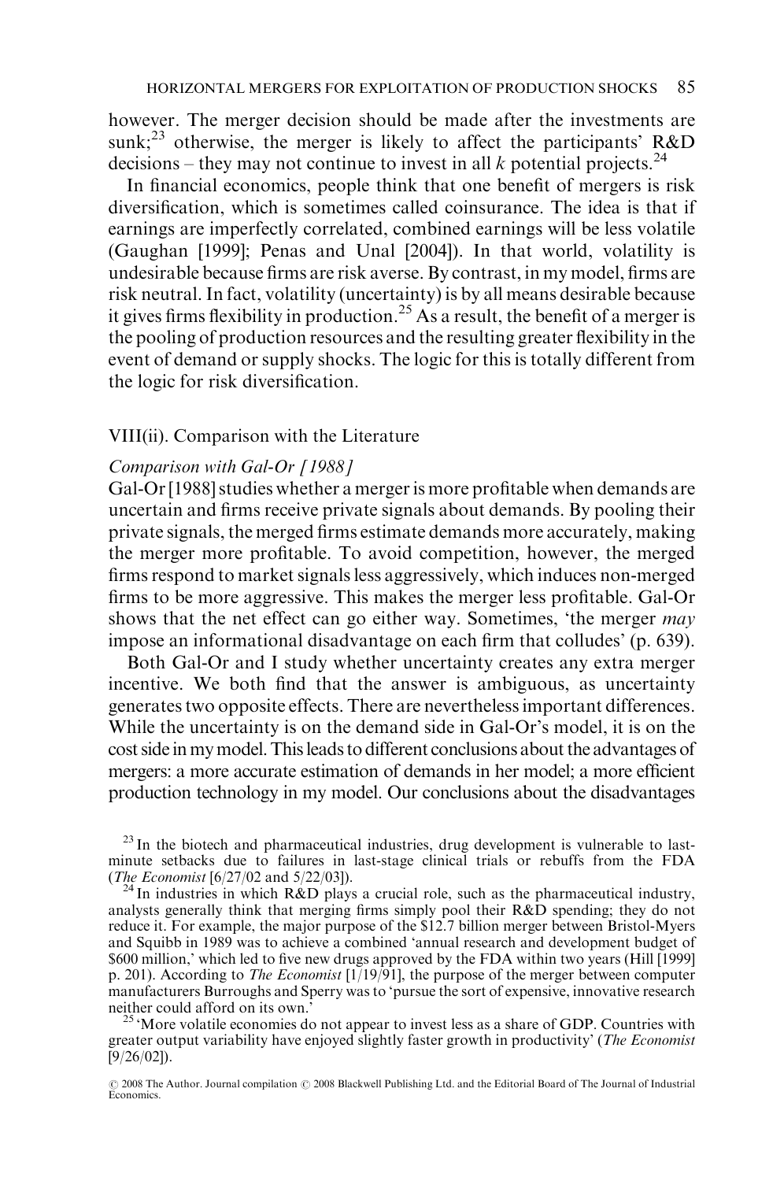however. The merger decision should be made after the investments are sunk;[23] otherwise, the merger is likely to affect the participants' R&D decisions – they may not continue to invest in all $k$ potential projects.[24]

In financial economics, people think that one benefit of mergers is risk diversification, which is sometimes called coinsurance. The idea is that if earnings are imperfectly correlated, combined earnings will be less volatile (Gaughan [1999]; Penas and Unal [2004]). In that world, volatility is undesirable because firms are risk averse. By contrast, in my model, firms are risk neutral. In fact, volatility (uncertainty) is by all means desirable because it gives firms flexibility in production.[25] As a result, the benefit of a merger is the pooling of production resources and the resulting greater flexibility in the event of demand or supply shocks. The logic for this is totally different from the logic for risk diversification.

## VIII(ii). Comparison with the Literature

### *Comparison with Gal-Or [1988]*

Gal-Or [1988] studies whether a merger is more profitable when demands are uncertain and firms receive private signals about demands. By pooling their private signals, the merged firms estimate demands more accurately, making the merger more profitable. To avoid competition, however, the merged firms respond to market signals less aggressively, which induces non-merged firms to be more aggressive. This makes the merger less profitable. Gal-Or shows that the net effect can go either way. Sometimes, 'the merger *may* impose an informational disadvantage on each firm that colludes' (p. 639).

Both Gal-Or and I study whether uncertainty creates any extra merger incentive. We both find that the answer is ambiguous, as uncertainty generates two opposite effects. There are nevertheless important differences. While the uncertainty is on the demand side in Gal-Or's model, it is on the cost side in my model. This leads to different conclusions about the advantages of mergers: a more accurate estimation of demands in her model; a more efficient production technology in my model. Our conclusions about the disadvantages

[23] In the biotech and pharmaceutical industries, drug development is vulnerable to last-minute setbacks due to failures in last-stage clinical trials or rebuffs from the FDA (*The Economist* [6/27/02 and 5/22/03]).

[24] In industries in which R&D plays a crucial role, such as the pharmaceutical industry, analysts generally think that merging firms simply pool their R&D spending; they do not reduce it. For example, the major purpose of the \$12.7 billion merger between Bristol-Myers and Squibb in 1989 was to achieve a combined 'annual research and development budget of \$600 million,' which led to five new drugs approved by the FDA within two years (Hill [1999] p. 201). According to *The Economist* [1/19/91], the purpose of the merger between computer manufacturers Burroughs and Sperry was to 'pursue the sort of expensive, innovative research neither could afford on its own.'

[25] 'More volatile economies do not appear to invest less as a share of GDP. Countries with greater output variability have enjoyed slightly faster growth in productivity' (*The Economist* [9/26/02]).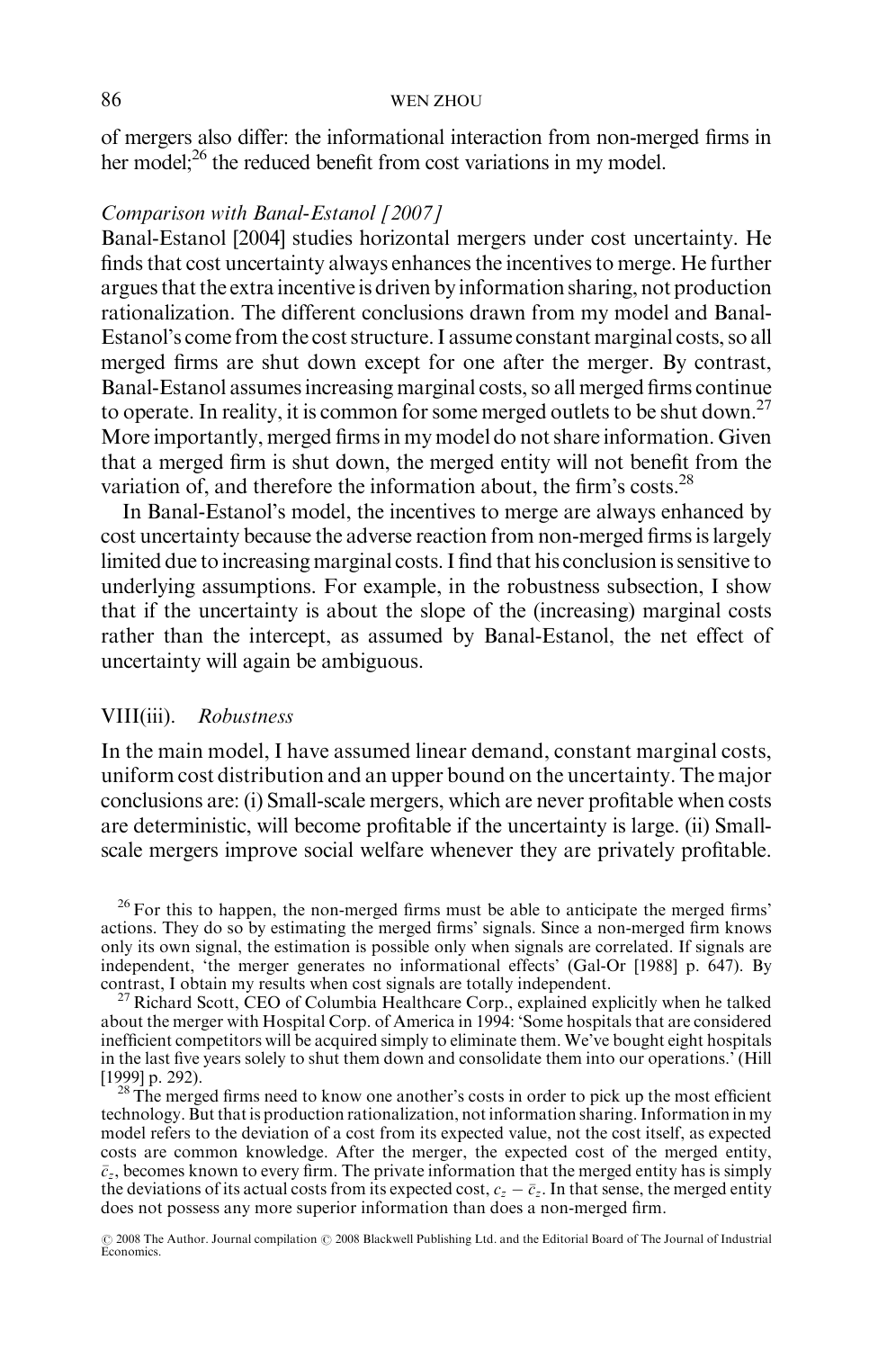of mergers also differ: the informational interaction from non-merged firms in her model;[26] the reduced benefit from cost variations in my model.

*Comparison with Banal-Estanol [2007]*

Banal-Estanol [2004] studies horizontal mergers under cost uncertainty. He finds that cost uncertainty always enhances the incentives to merge. He further argues that the extra incentive is driven by information sharing, not production rationalization. The different conclusions drawn from my model and Banal-Estanol's come from the cost structure. I assume constant marginal costs, so all merged firms are shut down except for one after the merger. By contrast, Banal-Estanol assumes increasing marginal costs, so all merged firms continue to operate. In reality, it is common for some merged outlets to be shut down.[27] More importantly, merged firms in my model do not share information. Given that a merged firm is shut down, the merged entity will not benefit from the variation of, and therefore the information about, the firm's costs.[28]

In Banal-Estanol's model, the incentives to merge are always enhanced by cost uncertainty because the adverse reaction from non-merged firms is largely limited due to increasing marginal costs. I find that his conclusion is sensitive to underlying assumptions. For example, in the robustness subsection, I show that if the uncertainty is about the slope of the (increasing) marginal costs rather than the intercept, as assumed by Banal-Estanol, the net effect of uncertainty will again be ambiguous.

## VIII(iii). *Robustness*

In the main model, I have assumed linear demand, constant marginal costs, uniform cost distribution and an upper bound on the uncertainty. The major conclusions are: (i) Small-scale mergers, which are never profitable when costs are deterministic, will become profitable if the uncertainty is large. (ii) Small-scale mergers improve social welfare whenever they are privately profitable.

[26] For this to happen, the non-merged firms must be able to anticipate the merged firms' actions. They do so by estimating the merged firms' signals. Since a non-merged firm knows only its own signal, the estimation is possible only when signals are correlated. If signals are independent, 'the merger generates no informational effects' (Gal-Or [1988] p. 647). By contrast, I obtain my results when cost signals are totally independent.

[27] Richard Scott, CEO of Columbia Healthcare Corp., explained explicitly when he talked about the merger with Hospital Corp. of America in 1994: 'Some hospitals that are considered inefficient competitors will be acquired simply to eliminate them. We've bought eight hospitals in the last five years solely to shut them down and consolidate them into our operations.' (Hill [1999] p. 292).

[28] The merged firms need to know one another's costs in order to pick up the most efficient technology. But that is production rationalization, not information sharing. Information in my model refers to the deviation of a cost from its expected value, not the cost itself, as expected costs are common knowledge. After the merger, the expected cost of the merged entity, $\bar{c}_z$, becomes known to every firm. The private information that the merged entity has is simply the deviations of its actual costs from its expected cost, $c_z - \bar{c}_z$. In that sense, the merged entity does not possess any more superior information than does a non-merged firm.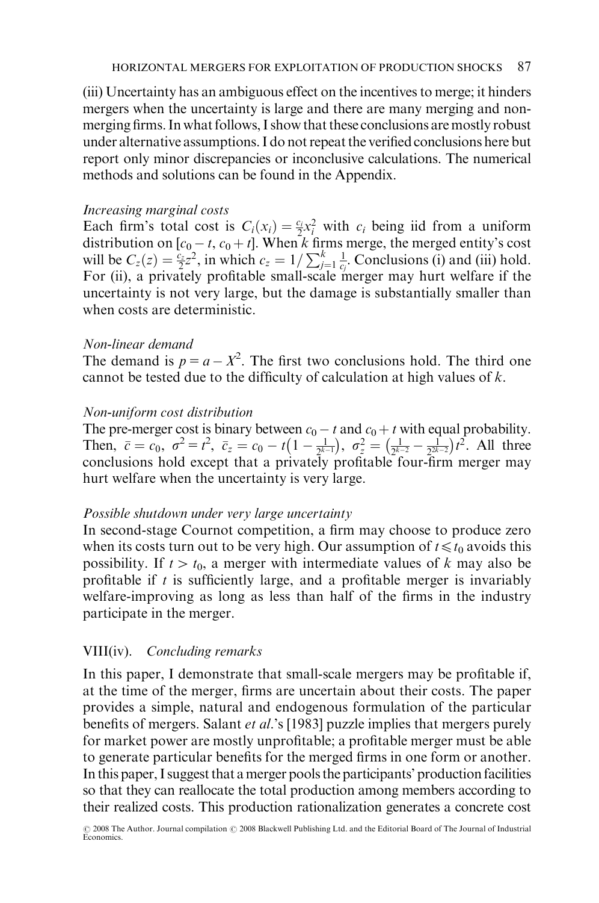(iii) Uncertainty has an ambiguous effect on the incentives to merge; it hinders mergers when the uncertainty is large and there are many merging and non-merging firms. In what follows, I show that these conclusions are mostly robust under alternative assumptions. I do not repeat the verified conclusions here but report only minor discrepancies or inconclusive calculations. The numerical methods and solutions can be found in the Appendix.

*Increasing marginal costs*

Each firm's total cost is $C_i(x_i) = \frac{c_i}{2}x_i^2$ with $c_i$ being iid from a uniform distribution on $[c_0 - t, c_0 + t]$. When $k$ firms merge, the merged entity's cost will be $C_z(z) = \frac{c_z}{2}z^2$, in which $c_z = 1/\sum_{j=1}^{k}\frac{1}{c_j}$. Conclusions (i) and (iii) hold. For (ii), a privately profitable small-scale merger may hurt welfare if the uncertainty is not very large, but the damage is substantially smaller than when costs are deterministic.

*Non-linear demand*

The demand is $p = a - X^2$. The first two conclusions hold. The third one cannot be tested due to the difficulty of calculation at high values of $k$.

*Non-uniform cost distribution*

The pre-merger cost is binary between $c_0 - t$ and $c_0 + t$ with equal probability. Then, $\bar{c} = c_0$, $\sigma^2 = t^2$, $\bar{c}_z = c_0 - t\left(1 - \frac{1}{2^{k-1}}\right)$, $\sigma_z^2 = \left(\frac{1}{2^{k-2}} - \frac{1}{2^{2k-2}}\right)t^2$. All three conclusions hold except that a privately profitable four-firm merger may hurt welfare when the uncertainty is very large.

*Possible shutdown under very large uncertainty*

In second-stage Cournot competition, a firm may choose to produce zero when its costs turn out to be very high. Our assumption of $t \leqslant t_0$ avoids this possibility. If $t > t_0$, a merger with intermediate values of $k$ may also be profitable if $t$ is sufficiently large, and a profitable merger is invariably welfare-improving as long as less than half of the firms in the industry participate in the merger.

## VIII(iv). *Concluding remarks*

In this paper, I demonstrate that small-scale mergers may be profitable if, at the time of the merger, firms are uncertain about their costs. The paper provides a simple, natural and endogenous formulation of the particular benefits of mergers. Salant *et al.*'s [1983] puzzle implies that mergers purely for market power are mostly unprofitable; a profitable merger must be able to generate particular benefits for the merged firms in one form or another. In this paper, I suggest that a merger pools the participants' production facilities so that they can reallocate the total production among members according to their realized costs. This production rationalization generates a concrete cost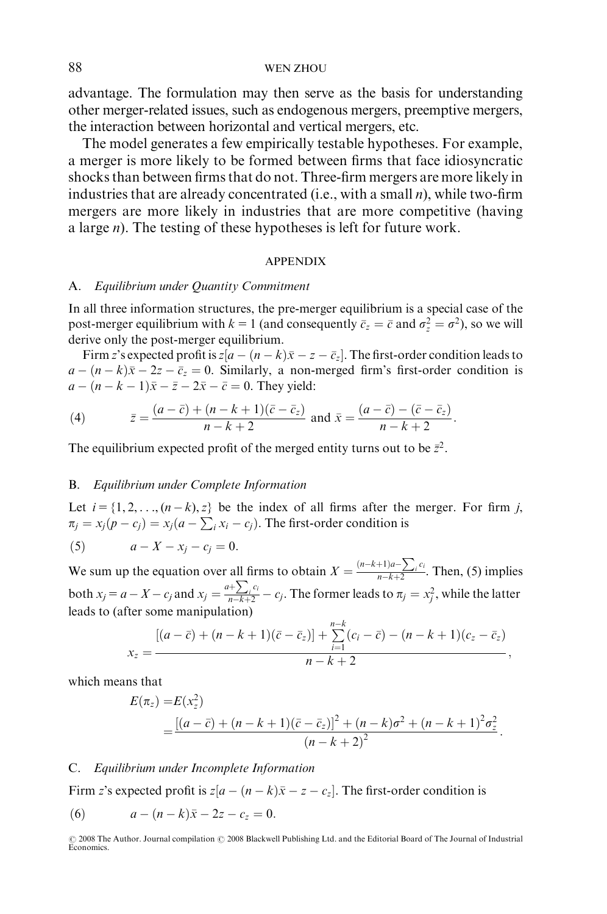advantage. The formulation may then serve as the basis for understanding other merger-related issues, such as endogenous mergers, preemptive mergers, the interaction between horizontal and vertical mergers, etc.

The model generates a few empirically testable hypotheses. For example, a merger is more likely to be formed between firms that face idiosyncratic shocks than between firms that do not. Three-firm mergers are more likely in industries that are already concentrated (i.e., with a small $n$), while two-firm mergers are more likely in industries that are more competitive (having a large $n$). The testing of these hypotheses is left for future work.

## APPENDIX

### A. *Equilibrium under Quantity Commitment*

In all three information structures, the pre-merger equilibrium is a special case of the post-merger equilibrium with $k = 1$ (and consequently $\bar{c}_z = \bar{c}$ and $\sigma_z^2 = \sigma^2$), so we will derive only the post-merger equilibrium.

Firm $z$'s expected profit is $z[a - (n-k)\bar{x} - z - \bar{c}_z]$. The first-order condition leads to $a - (n-k)\bar{x} - 2z - \bar{c}_z = 0$. Similarly, a non-merged firm's first-order condition is $a - (n-k-1)\bar{x} - \bar{z} - 2\bar{x} - \bar{c} = 0$. They yield:

$$(4) \qquad \bar{z} = \frac{(a-\bar{c}) + (n-k+1)(\bar{c}-\bar{c}_z)}{n-k+2} \text{ and } \bar{x} = \frac{(a-\bar{c}) - (\bar{c}-\bar{c}_z)}{n-k+2}.$$

The equilibrium expected profit of the merged entity turns out to be $\bar{z}^2$.

### B. *Equilibrium under Complete Information*

Let $i = \{1, 2, \ldots, (n-k), z\}$ be the index of all firms after the merger. For firm $j$, $\pi_j = x_j(p - c_j) = x_j(a - \sum_i x_i - c_j)$. The first-order condition is

$$(5) \qquad a - X - x_j - c_j = 0.$$

We sum up the equation over all firms to obtain $X = \frac{(n-k+1)a - \sum_i c_i}{n-k+2}$. Then, (5) implies both $x_j = a - X - c_j$ and $x_j = \frac{a + \sum_i c_i}{n-k+2} - c_j$. The former leads to $\pi_j = x_j^2$, while the latter leads to (after some manipulation)

$$x_z = \frac{[(a-\bar{c}) + (n-k+1)(\bar{c}-\bar{c}_z)] + \sum_{i=1}^{n-k}(c_i - \bar{c}) - (n-k+1)(c_z - \bar{c}_z)}{n-k+2},$$

which means that

$$E(\pi_z) = E(x_z^2) = \frac{[(a-\bar{c}) + (n-k+1)(\bar{c}-\bar{c}_z)]^2 + (n-k)\sigma^2 + (n-k+1)^2\sigma_z^2}{(n-k+2)^2}.$$

### C. *Equilibrium under Incomplete Information*

Firm $z$'s expected profit is $z[a - (n-k)\bar{x} - z - c_z]$. The first-order condition is

$$(6) \qquad a - (n-k)\bar{x} - 2z - c_z = 0.$$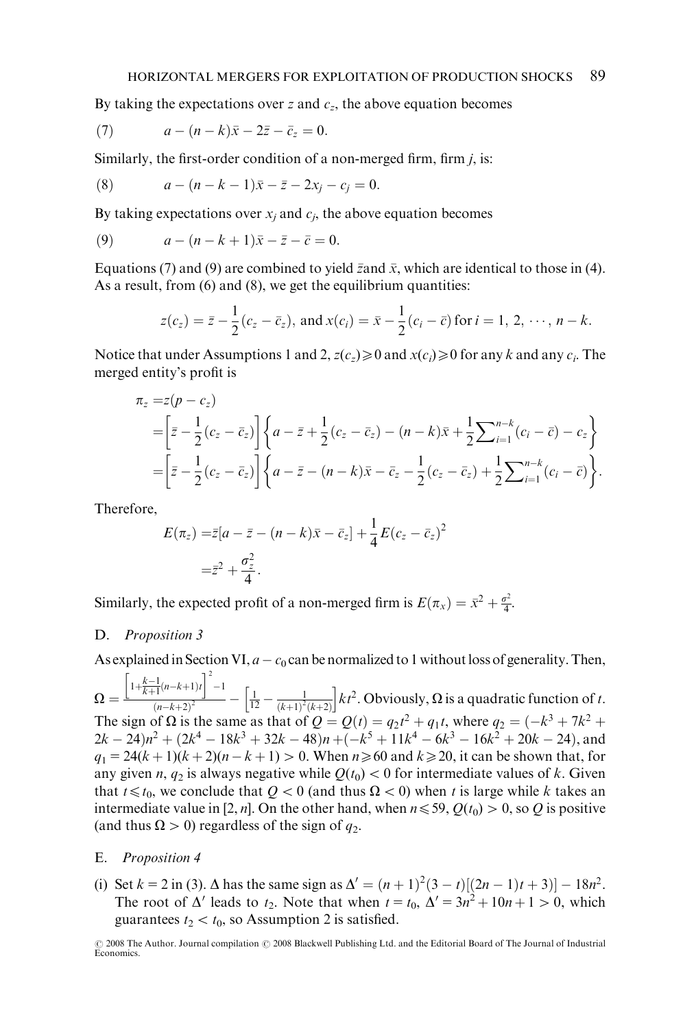By taking the expectations over $z$ and $c_z$, the above equation becomes

$$(7)\qquad a-(n-k)\bar{x}-2\bar{z}-\bar{c}_z=0.$$

Similarly, the first-order condition of a non-merged firm, firm $j$, is:

$$(8)\qquad a-(n-k-1)\bar{x}-\bar{z}-2x_j-c_j=0.$$

By taking expectations over $x_j$ and $c_j$, the above equation becomes

$$(9)\qquad a-(n-k+1)\bar{x}-\bar{z}-\bar{c}=0.$$

Equations (7) and (9) are combined to yield $\bar{z}$and $\bar{x}$, which are identical to those in (4). As a result, from (6) and (8), we get the equilibrium quantities:

$$z(c_z)=\bar{z}-\frac{1}{2}(c_z-\bar{c}_z),\ \text{and}\ x(c_i)=\bar{x}-\frac{1}{2}(c_i-\bar{c})\ \text{for}\ i=1,\,2,\,\cdots,\,n-k.$$

Notice that under Assumptions 1 and 2, $z(c_z)\geqslant 0$ and $x(c_i)\geqslant 0$ for any $k$ and any $c_i$. The merged entity's profit is

$$\begin{aligned}\pi_z &= z(p-c_z)\\ &=\left[\bar{z}-\frac{1}{2}(c_z-\bar{c}_z)\right]\left\{a-\bar{z}+\frac{1}{2}(c_z-\bar{c}_z)-(n-k)\bar{x}+\frac{1}{2}\sum\nolimits_{i=1}^{n-k}(c_i-\bar{c})-c_z\right\}\\ &=\left[\bar{z}-\frac{1}{2}(c_z-\bar{c}_z)\right]\left\{a-\bar{z}-(n-k)\bar{x}-\bar{c}_z-\frac{1}{2}(c_z-\bar{c}_z)+\frac{1}{2}\sum\nolimits_{i=1}^{n-k}(c_i-\bar{c})\right\}.\end{aligned}$$

Therefore,

$$\begin{aligned}E(\pi_z) &= \bar{z}[a-\bar{z}-(n-k)\bar{x}-\bar{c}_z]+\frac{1}{4}E(c_z-\bar{c}_z)^2\\ &=\bar{z}^2+\frac{\sigma_z^2}{4}.\end{aligned}$$

Similarly, the expected profit of a non-merged firm is $E(\pi_x)=\bar{x}^2+\frac{\sigma^2}{4}$.

## D. *Proposition 3*

As explained in Section VI, $a-c_0$ can be normalized to 1 without loss of generality. Then, $\Omega=\frac{\left[1+\frac{k-1}{k+1}(n-k+1)t\right]^2-1}{(n-k+2)^2}-\left[\frac{1}{12}-\frac{1}{(k+1)^2(k+2)}\right]kt^2$. Obviously, $\Omega$ is a quadratic function of $t$. The sign of $\Omega$ is the same as that of $Q=Q(t)=q_2t^2+q_1t$, where $q_2=(-k^3+7k^2+2k-24)n^2+(2k^4-18k^3+32k-48)n+(-k^5+11k^4-6k^3-16k^2+20k-24)$, and $q_1=24(k+1)(k+2)(n-k+1)>0$. When $n\geqslant 60$ and $k\geqslant 20$, it can be shown that, for any given $n$, $q_2$ is always negative while $Q(t_0)<0$ for intermediate values of $k$. Given that $t\leqslant t_0$, we conclude that $Q<0$ (and thus $\Omega<0$) when $t$ is large while $k$ takes an intermediate value in $[2, n]$. On the other hand, when $n\leqslant 59$, $Q(t_0)>0$, so $Q$ is positive (and thus $\Omega>0$) regardless of the sign of $q_2$.

## E. *Proposition 4*

(i) Set $k=2$ in (3). $\Delta$ has the same sign as $\Delta'=(n+1)^2(3-t)[(2n-1)t+3)]-18n^2$. The root of $\Delta'$ leads to $t_2$. Note that when $t=t_0$, $\Delta'=3n^2+10n+1>0$, which guarantees $t_2<t_0$, so Assumption 2 is satisfied.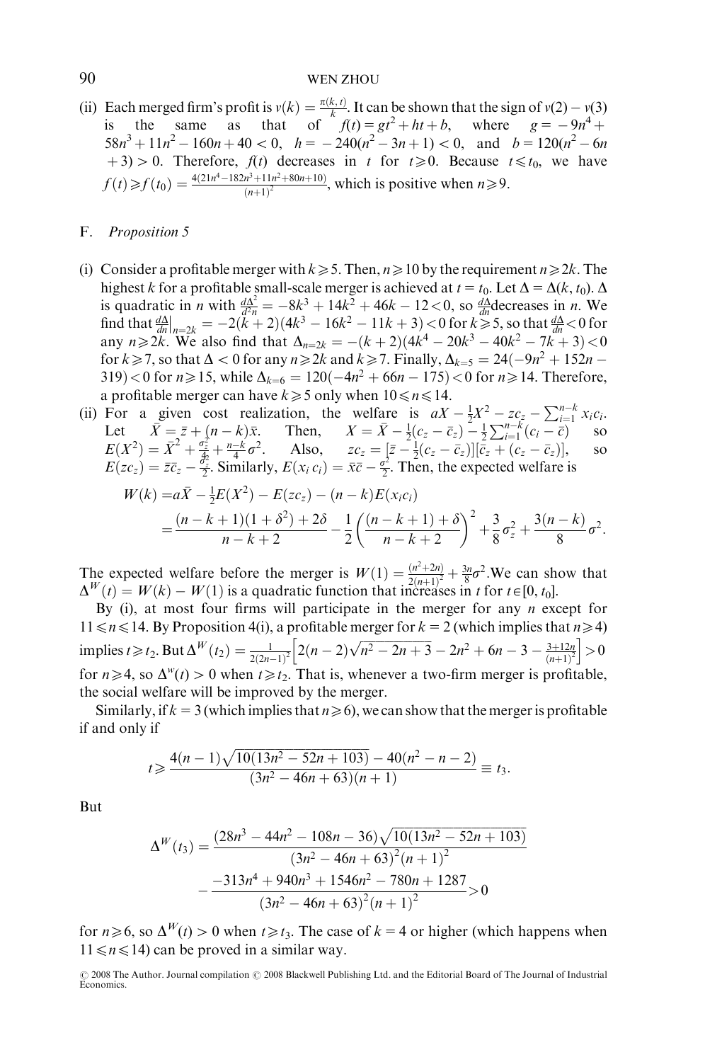(ii) Each merged firm's profit is $v(k) = \frac{\pi(k,t)}{k}$. It can be shown that the sign of $v(2) - v(3)$ is the same as that of $f(t) = gt^2 + ht + b$, where $g = -9n^4 + 58n^3 + 11n^2 - 160n + 40 < 0$, $h = -240(n^2 - 3n + 1) < 0$, and $b = 120(n^2 - 6n + 3) > 0$. Therefore, $f(t)$ decreases in $t$ for $t \geqslant 0$. Because $t \leqslant t_0$, we have $f(t) \geqslant f(t_0) = \frac{4(21n^4 - 182n^3 + 11n^2 + 80n + 10)}{(n+1)^2}$, which is positive when $n \geqslant 9$.

## F. *Proposition 5*

(i) Consider a profitable merger with $k \geqslant 5$. Then, $n \geqslant 10$ by the requirement $n \geqslant 2k$. The highest $k$ for a profitable small-scale merger is achieved at $t = t_0$. Let $\Delta = \Delta(k, t_0)$. $\Delta$ is quadratic in $n$ with $\frac{d\Delta^2}{d^2 n} = -8k^3 + 14k^2 + 46k - 12 < 0$, so $\frac{d\Delta}{dn}$decreases in $n$. We find that $\frac{d\Delta}{dn}\big|_{n=2k} = -2(k+2)(4k^3 - 16k^2 - 11k + 3) < 0$ for $k \geqslant 5$, so that $\frac{d\Delta}{dn} < 0$ for any $n \geqslant 2k$. We also find that $\Delta_{n=2k} = -(k+2)(4k^4 - 20k^3 - 40k^2 - 7k + 3) < 0$ for $k \geqslant 7$, so that $\Delta < 0$ for any $n \geqslant 2k$ and $k \geqslant 7$. Finally, $\Delta_{k=5} = 24(-9n^2 + 152n - 319) < 0$ for $n \geqslant 15$, while $\Delta_{k=6} = 120(-4n^2 + 66n - 175) < 0$ for $n \geqslant 14$. Therefore, a profitable merger can have $k \geqslant 5$ only when $10 \leqslant n \leqslant 14$.

(ii) For a given cost realization, the welfare is $aX - \frac{1}{2}X^2 - zc_z - \sum_{i=1}^{n-k} x_i c_i$. Let $\bar{X} = \bar{z} + (n-k)\bar{x}$. Then, $X = \bar{X} - \frac{1}{2}(c_z - \bar{c}_z) - \frac{1}{2}\sum_{i=1}^{n-k}(c_i - \bar{c})$ so $E(X^2) = \bar{X}^2 + \frac{\sigma_z^2}{4} + \frac{n-k}{4}\sigma^2$. Also, $zc_z = [\bar{z} - \frac{1}{2}(c_z - \bar{c}_z)][\bar{c}_z + (c_z - \bar{c}_z)]$, so $E(zc_z) = \bar{z}\bar{c}_z - \frac{\sigma_z^2}{2}$. Similarly, $E(x_i c_i) = \bar{x}\bar{c} - \frac{\sigma^2}{2}$. Then, the expected welfare is

$$
\begin{aligned}
W(k) &= a\bar{X} - \tfrac{1}{2}E(X^2) - E(zc_z) - (n-k)E(x_i c_i) \\
&= \frac{(n-k+1)(1+\delta^2) + 2\delta}{n-k+2} - \frac{1}{2}\left(\frac{(n-k+1)+\delta}{n-k+2}\right)^2 + \frac{3}{8}\sigma_z^2 + \frac{3(n-k)}{8}\sigma^2.
\end{aligned}
$$

The expected welfare before the merger is $W(1) = \frac{(n^2+2n)}{2(n+1)^2} + \frac{3n}{8}\sigma^2$. We can show that $\Delta^W(t) = W(k) - W(1)$ is a quadratic function that increases in $t$ for $t \in [0, t_0]$.

By (i), at most four firms will participate in the merger for any $n$ except for $11 \leqslant n \leqslant 14$. By Proposition 4(i), a profitable merger for $k = 2$ (which implies that $n \geqslant 4$) implies $t \geqslant t_2$. But $\Delta^W(t_2) = \frac{1}{2(2n-1)^2}\left[2(n-2)\sqrt{n^2 - 2n + 3} - 2n^2 + 6n - 3 - \frac{3+12n}{(n+1)^2}\right] > 0$ for $n \geqslant 4$, so $\Delta^w(t) > 0$ when $t \geqslant t_2$. That is, whenever a two-firm merger is profitable, the social welfare will be improved by the merger.

Similarly, if $k = 3$ (which implies that $n \geqslant 6$), we can show that the merger is profitable if and only if

$$
t \geqslant \frac{4(n-1)\sqrt{10(13n^2 - 52n + 103)} - 40(n^2 - n - 2)}{(3n^2 - 46n + 63)(n+1)} \equiv t_3.
$$

But

$$
\begin{aligned}
\Delta^W(t_3) = &\frac{(28n^3 - 44n^2 - 108n - 36)\sqrt{10(13n^2 - 52n + 103)}}{(3n^2 - 46n + 63)^2(n+1)^2} \\
&- \frac{-313n^4 + 940n^3 + 1546n^2 - 780n + 1287}{(3n^2 - 46n + 63)^2(n+1)^2} > 0
\end{aligned}
$$

for $n \geqslant 6$, so $\Delta^W(t) > 0$ when $t \geqslant t_3$. The case of $k = 4$ or higher (which happens when $11 \leqslant n \leqslant 14$) can be proved in a similar way.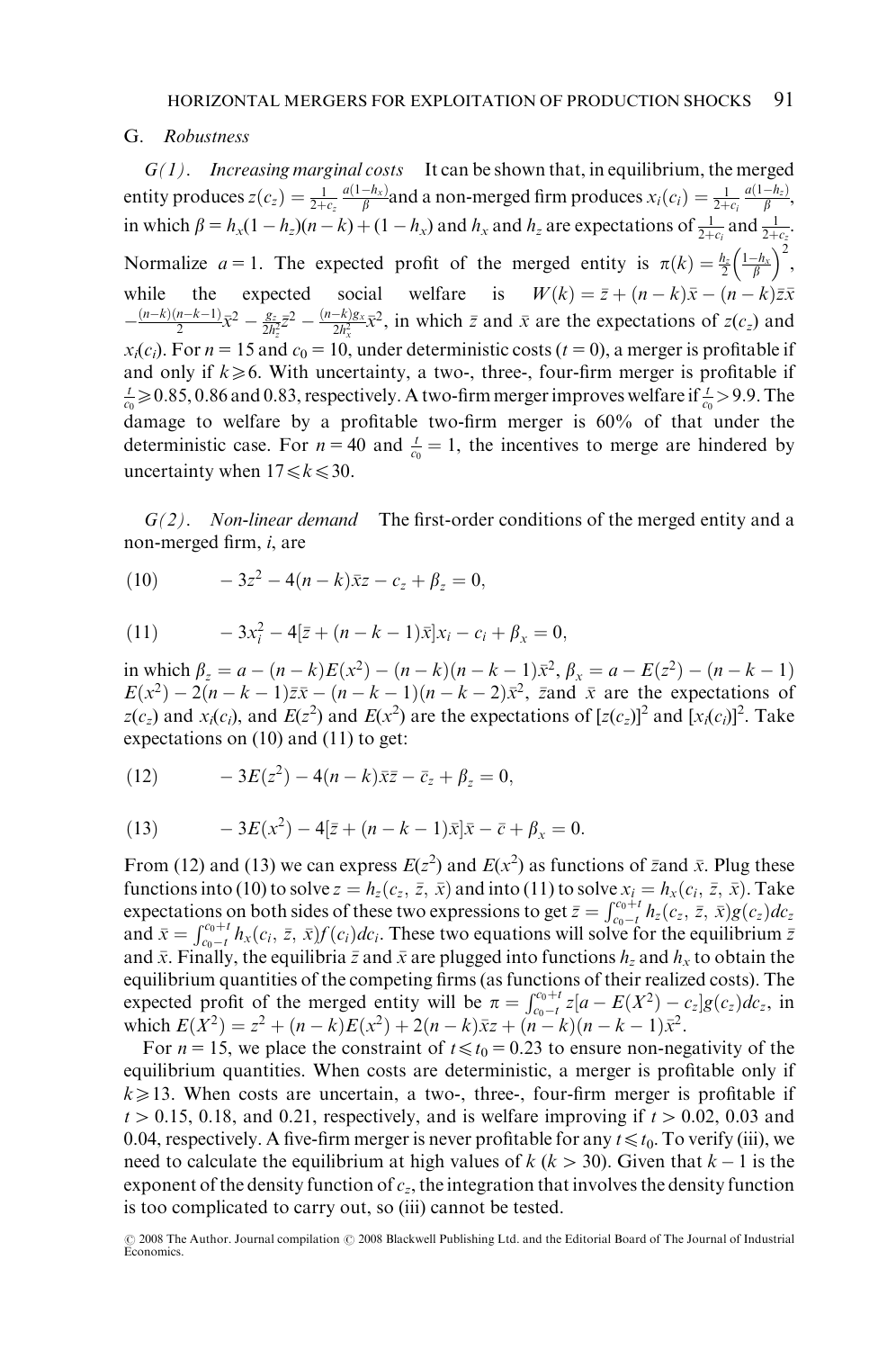## G. *Robustness*

*G(1). Increasing marginal costs* It can be shown that, in equilibrium, the merged entity produces $z(c_z) = \frac{1}{2+c_z}\frac{a(1-h_x)}{\beta}$ and a non-merged firm produces $x_i(c_i) = \frac{1}{2+c_i}\frac{a(1-h_z)}{\beta}$, in which $\beta = h_x(1-h_z)(n-k) + (1-h_x)$ and $h_x$ and $h_z$ are expectations of $\frac{1}{2+c_i}$ and $\frac{1}{2+c_z}$. Normalize $a=1$. The expected profit of the merged entity is $\pi(k) = \frac{h_z}{2}\left(\frac{1-h_x}{\beta}\right)^2$, while the expected social welfare is $W(k) = \bar{z} + (n-k)\bar{x} - (n-k)\bar{z}\bar{x} - \frac{(n-k)(n-k-1)}{2}\bar{x}^2 - \frac{g_z}{2h_z^2}\bar{z}^2 - \frac{(n-k)g_x}{2h_x^2}\bar{x}^2$, in which $\bar{z}$ and $\bar{x}$ are the expectations of $z(c_z)$ and $x_i(c_i)$. For $n=15$ and $c_0=10$, under deterministic costs ($t=0$), a merger is profitable if and only if $k \geqslant 6$. With uncertainty, a two-, three-, four-firm merger is profitable if $\frac{t}{c_0} \geqslant 0.85, 0.86$ and $0.83$, respectively. A two-firm merger improves welfare if $\frac{t}{c_0} > 9.9$. The damage to welfare by a profitable two-firm merger is 60% of that under the deterministic case. For $n=40$ and $\frac{t}{c_0}=1$, the incentives to merge are hindered by uncertainty when $17 \leqslant k \leqslant 30$.

*G(2). Non-linear demand* The first-order conditions of the merged entity and a non-merged firm, $i$, are

$$-3z^2 - 4(n-k)\bar{x}z - c_z + \beta_z = 0, \tag{10}$$

$$-3x_i^2 - 4[\bar{z} + (n-k-1)\bar{x}]x_i - c_i + \beta_x = 0, \tag{11}$$

in which $\beta_z = a - (n-k)E(x^2) - (n-k)(n-k-1)\bar{x}^2$, $\beta_x = a - E(z^2) - (n-k-1)E(x^2) - 2(n-k-1)\bar{z}\bar{x} - (n-k-1)(n-k-2)\bar{x}^2$, $\bar{z}$ and $\bar{x}$ are the expectations of $z(c_z)$ and $x_i(c_i)$, and $E(z^2)$ and $E(x^2)$ are the expectations of $[z(c_z)]^2$ and $[x_i(c_i)]^2$. Take expectations on (10) and (11) to get:

$$-3E(z^2) - 4(n-k)\bar{x}\bar{z} - \bar{c}_z + \beta_z = 0, \tag{12}$$

$$-3E(x^2) - 4[\bar{z} + (n-k-1)\bar{x}]\bar{x} - \bar{c} + \beta_x = 0. \tag{13}$$

From (12) and (13) we can express $E(z^2)$ and $E(x^2)$ as functions of $\bar{z}$ and $\bar{x}$. Plug these functions into (10) to solve $z = h_z(c_z, \bar{z}, \bar{x})$ and into (11) to solve $x_i = h_x(c_i, \bar{z}, \bar{x})$. Take expectations on both sides of these two expressions to get $\bar{z} = \int_{c_0-t}^{c_0+t} h_z(c_z, \bar{z}, \bar{x})g(c_z)dc_z$ and $\bar{x} = \int_{c_0-t}^{c_0+t} h_x(c_i, \bar{z}, \bar{x})f(c_i)dc_i$. These two equations will solve for the equilibrium $\bar{z}$ and $\bar{x}$. Finally, the equilibria $\bar{z}$ and $\bar{x}$ are plugged into functions $h_z$ and $h_x$ to obtain the equilibrium quantities of the competing firms (as functions of their realized costs). The expected profit of the merged entity will be $\pi = \int_{c_0-t}^{c_0+t} z[a - E(X^2) - c_z]g(c_z)dc_z$, in which $E(X^2) = z^2 + (n-k)E(x^2) + 2(n-k)\bar{x}z + (n-k)(n-k-1)\bar{x}^2$.

For $n=15$, we place the constraint of $t \leqslant t_0 = 0.23$ to ensure non-negativity of the equilibrium quantities. When costs are deterministic, a merger is profitable only if $k \geqslant 13$. When costs are uncertain, a two-, three-, four-firm merger is profitable if $t > 0.15$, $0.18$, and $0.21$, respectively, and is welfare improving if $t > 0.02$, $0.03$ and $0.04$, respectively. A five-firm merger is never profitable for any $t \leqslant t_0$. To verify (iii), we need to calculate the equilibrium at high values of $k$ ($k > 30$). Given that $k-1$ is the exponent of the density function of $c_z$, the integration that involves the density function is too complicated to carry out, so (iii) cannot be tested.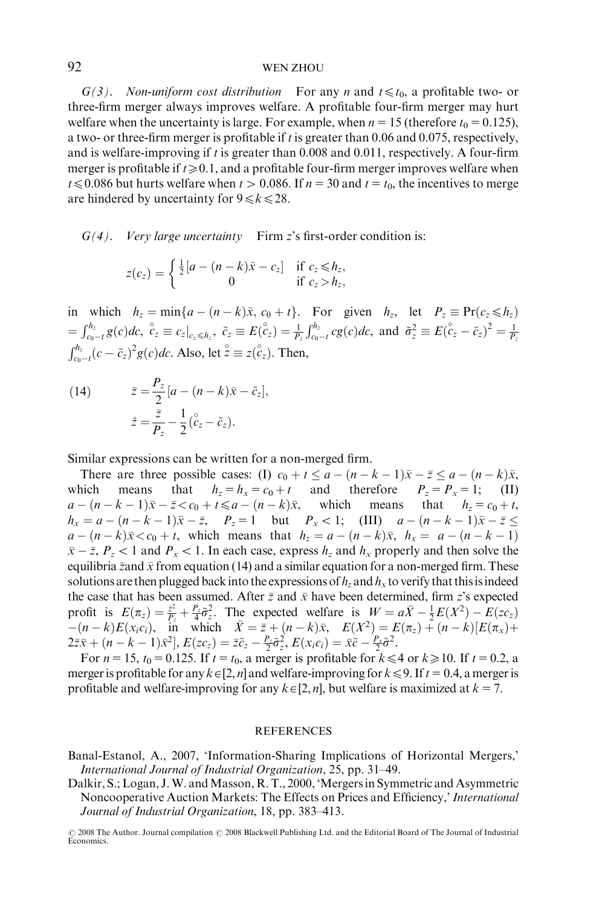*G(3). Non-uniform cost distribution* For any $n$ and $t \leqslant t_0$, a profitable two- or three-firm merger always improves welfare. A profitable four-firm merger may hurt welfare when the uncertainty is large. For example, when $n = 15$ (therefore $t_0 = 0.125$), a two- or three-firm merger is profitable if $t$ is greater than 0.06 and 0.075, respectively, and is welfare-improving if $t$ is greater than 0.008 and 0.011, respectively. A four-firm merger is profitable if $t \geqslant 0.1$, and a profitable four-firm merger improves welfare when $t \leqslant 0.086$ but hurts welfare when $t > 0.086$. If $n = 30$ and $t = t_0$, the incentives to merge are hindered by uncertainty for $9 \leqslant k \leqslant 28$.

*G(4). Very large uncertainty* Firm $z$'s first-order condition is:

$$z(c_z) = \begin{cases} \frac{1}{2}[a - (n-k)\bar{x} - c_z] & \text{if } c_z \leqslant h_z, \\ 0 & \text{if } c_z > h_z, \end{cases}$$

in which $h_z = \min\{a - (n-k)\bar{x},\, c_0 + t\}$. For given $h_z$, let $P_z \equiv \Pr(c_z \leqslant h_z) = \int_{c_0-t}^{h_z} g(c)dc$, $\mathring{c}_z \equiv c_z|_{c_z \leqslant h_z}$, $\tilde{c}_z \equiv E(\mathring{c}_z) = \frac{1}{P_z}\int_{c_0-t}^{h_z} cg(c)dc$, and $\tilde{\sigma}_z^2 \equiv E(\mathring{c}_z - \tilde{c}_z)^2 = \frac{1}{P_z}\int_{c_0-t}^{h_z}(c - \tilde{c}_z)^2 g(c)dc$. Also, let $\mathring{z} \equiv z(\mathring{c}_z)$. Then,

$$\begin{aligned} \bar{z} &= \frac{P_z}{2}[a - (n-k)\bar{x} - \tilde{c}_z], \\ \mathring{z} &= \frac{\bar{z}}{P_z} - \frac{1}{2}(\mathring{c}_z - \tilde{c}_z). \end{aligned} \tag{14}$$

Similar expressions can be written for a non-merged firm.

There are three possible cases: (I) $c_0 + t \leq a - (n-k-1)\bar{x} - \bar{z} \leq a - (n-k)\bar{x}$, which means that $h_z = h_x = c_0 + t$ and therefore $P_z = P_x = 1$; (II) $a - (n-k-1)\bar{x} - \bar{z} < c_0 + t \leqslant a - (n-k)\bar{x}$, which means that $h_z = c_0 + t$, $h_x = a - (n-k-1)\bar{x} - \bar{z}$, $P_z = 1$ but $P_x < 1$; (III) $a - (n-k-1)\bar{x} - \bar{z} \leq a - (n-k)\bar{x} < c_0 + t$, which means that $h_z = a - (n-k)\bar{x}$, $h_x = a - (n-k-1)\bar{x} - \bar{z}$, $P_z < 1$ and $P_x < 1$. In each case, express $h_z$ and $h_x$ properly and then solve the equilibria $\bar{z}$and $\bar{x}$ from equation (14) and a similar equation for a non-merged firm. These solutions are then plugged back into the expressions of $h_z$ and $h_x$ to verify that this is indeed the case that has been assumed. After $\bar{z}$ and $\bar{x}$ have been determined, firm $z$'s expected profit is $E(\pi_z) = \frac{\bar{z}^2}{P_z} + \frac{P_z}{4}\tilde{\sigma}_z^2$. The expected welfare is $W = a\bar{X} - \frac{1}{2}E(X^2) - E(zc_z) - (n-k)E(x_i c_i)$, in which $\bar{X} = \bar{z} + (n-k)\bar{x}$, $E(X^2) = E(\pi_z) + (n-k)[E(\pi_x) + 2\bar{z}\bar{x} + (n-k-1)\bar{x}^2]$, $E(zc_z) = \bar{z}\tilde{c}_z - \frac{P_z}{2}\tilde{\sigma}_z^2$, $E(x_i c_i) = \bar{x}\tilde{c} - \frac{P_x}{2}\tilde{\sigma}^2$.

For $n = 15$, $t_0 = 0.125$. If $t = t_0$, a merger is profitable for $k \leqslant 4$ or $k \geqslant 10$. If $t = 0.2$, a merger is profitable for any $k \in [2, n]$ and welfare-improving for $k \leqslant 9$. If $t = 0.4$, a merger is profitable and welfare-improving for any $k \in [2, n]$, but welfare is maximized at $k = 7$.

## REFERENCES

Banal-Estanol, A., 2007, 'Information-Sharing Implications of Horizontal Mergers,' *International Journal of Industrial Organization*, 25, pp. 31–49.

Dalkir, S.; Logan, J. W. and Masson, R. T., 2000, 'Mergers in Symmetric and Asymmetric Noncooperative Auction Markets: The Effects on Prices and Efficiency,' *International Journal of Industrial Organization*, 18, pp. 383–413.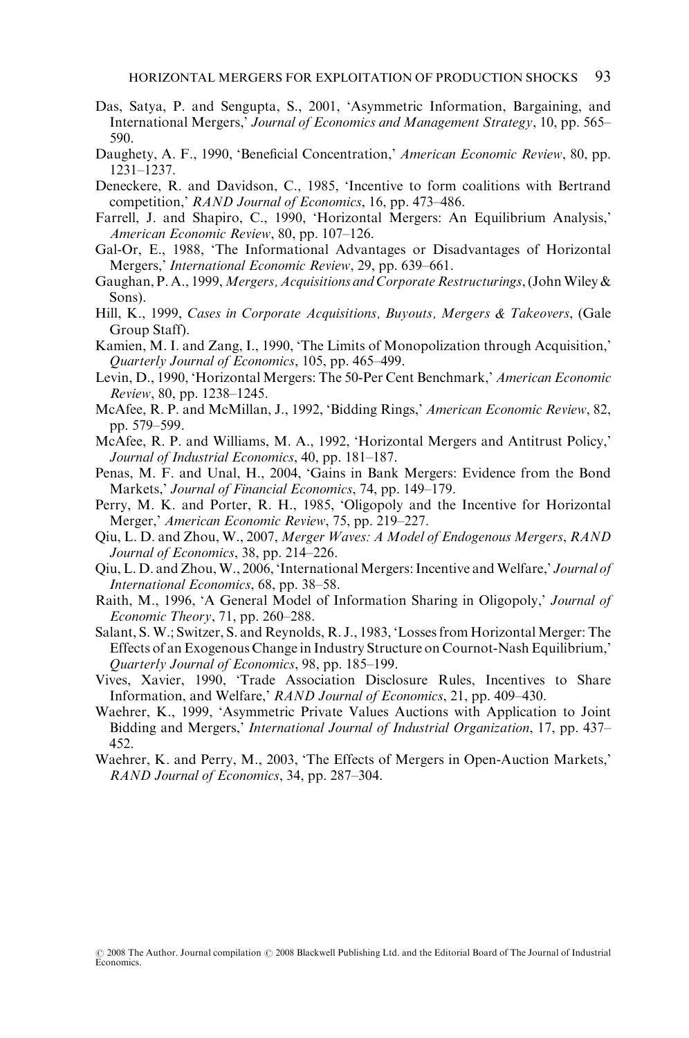Das, Satya, P. and Sengupta, S., 2001, 'Asymmetric Information, Bargaining, and International Mergers,' *Journal of Economics and Management Strategy*, 10, pp. 565–590.

Daughety, A. F., 1990, 'Beneficial Concentration,' *American Economic Review*, 80, pp. 1231–1237.

Deneckere, R. and Davidson, C., 1985, 'Incentive to form coalitions with Bertrand competition,' *RAND Journal of Economics*, 16, pp. 473–486.

Farrell, J. and Shapiro, C., 1990, 'Horizontal Mergers: An Equilibrium Analysis,' *American Economic Review*, 80, pp. 107–126.

Gal-Or, E., 1988, 'The Informational Advantages or Disadvantages of Horizontal Mergers,' *International Economic Review*, 29, pp. 639–661.

Gaughan, P. A., 1999, *Mergers, Acquisitions and Corporate Restructurings*, (John Wiley & Sons).

Hill, K., 1999, *Cases in Corporate Acquisitions, Buyouts, Mergers & Takeovers*, (Gale Group Staff).

Kamien, M. I. and Zang, I., 1990, 'The Limits of Monopolization through Acquisition,' *Quarterly Journal of Economics*, 105, pp. 465–499.

Levin, D., 1990, 'Horizontal Mergers: The 50-Per Cent Benchmark,' *American Economic Review*, 80, pp. 1238–1245.

McAfee, R. P. and McMillan, J., 1992, 'Bidding Rings,' *American Economic Review*, 82, pp. 579–599.

McAfee, R. P. and Williams, M. A., 1992, 'Horizontal Mergers and Antitrust Policy,' *Journal of Industrial Economics*, 40, pp. 181–187.

Penas, M. F. and Unal, H., 2004, 'Gains in Bank Mergers: Evidence from the Bond Markets,' *Journal of Financial Economics*, 74, pp. 149–179.

Perry, M. K. and Porter, R. H., 1985, 'Oligopoly and the Incentive for Horizontal Merger,' *American Economic Review*, 75, pp. 219–227.

Qiu, L. D. and Zhou, W., 2007, *Merger Waves: A Model of Endogenous Mergers*, *RAND Journal of Economics*, 38, pp. 214–226.

Qiu, L. D. and Zhou, W., 2006, 'International Mergers: Incentive and Welfare,' *Journal of International Economics*, 68, pp. 38–58.

Raith, M., 1996, 'A General Model of Information Sharing in Oligopoly,' *Journal of Economic Theory*, 71, pp. 260–288.

Salant, S. W.; Switzer, S. and Reynolds, R. J., 1983, 'Losses from Horizontal Merger: The Effects of an Exogenous Change in Industry Structure on Cournot-Nash Equilibrium,' *Quarterly Journal of Economics*, 98, pp. 185–199.

Vives, Xavier, 1990, 'Trade Association Disclosure Rules, Incentives to Share Information, and Welfare,' *RAND Journal of Economics*, 21, pp. 409–430.

Waehrer, K., 1999, 'Asymmetric Private Values Auctions with Application to Joint Bidding and Mergers,' *International Journal of Industrial Organization*, 17, pp. 437–452.

Waehrer, K. and Perry, M., 2003, 'The Effects of Mergers in Open-Auction Markets,' *RAND Journal of Economics*, 34, pp. 287–304.